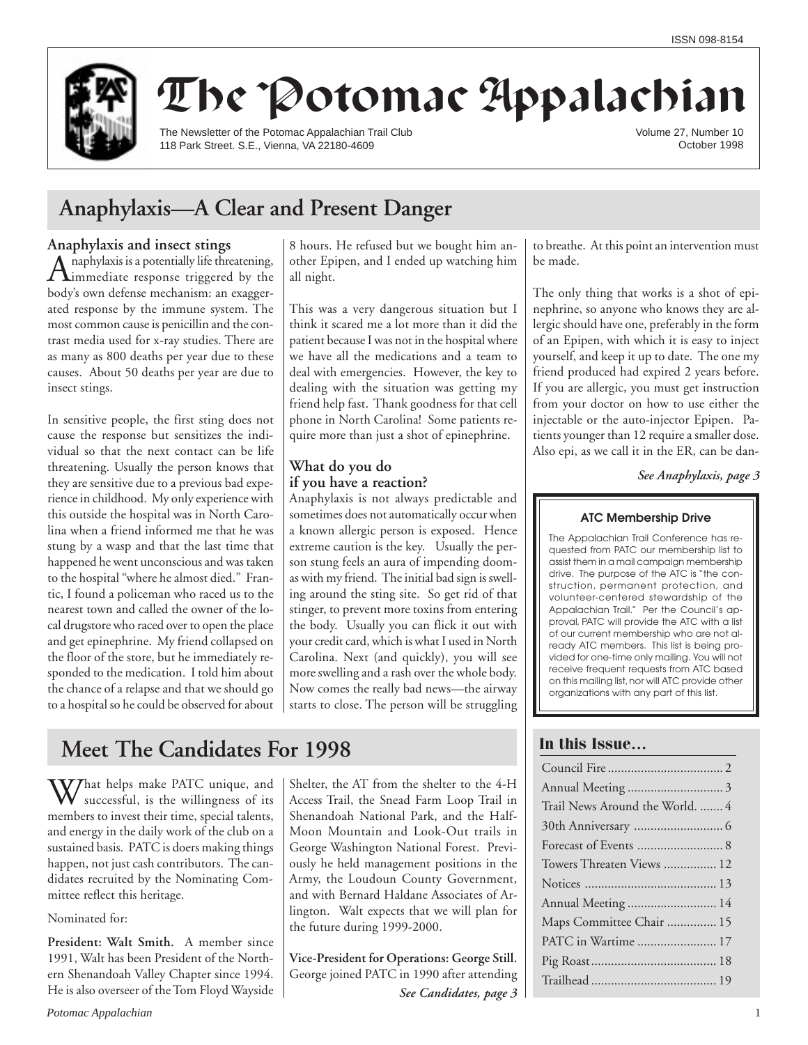ISSN 098-8154

# The Potomac Appalachian

The Newsletter of the Potomac Appalachian Trail Club
118 Park Street. S.E., Vienna, VA 22180-4609

Volume 27, Number 10
October 1998

## Anaphylaxis—A Clear and Present Danger

### Anaphylaxis and insect stings

Anaphylaxis is a potentially life threatening, immediate response triggered by the body's own defense mechanism: an exaggerated response by the immune system. The most common cause is penicillin and the contrast media used for x-ray studies. There are as many as 800 deaths per year due to these causes. About 50 deaths per year are due to insect stings.

In sensitive people, the first sting does not cause the response but sensitizes the individual so that the next contact can be life threatening. Usually the person knows that they are sensitive due to a previous bad experience in childhood. My only experience with this outside the hospital was in North Carolina when a friend informed me that he was stung by a wasp and that the last time that happened he went unconscious and was taken to the hospital "where he almost died." Frantic, I found a policeman who raced us to the nearest town and called the owner of the local drugstore who raced over to open the place and get epinephrine. My friend collapsed on the floor of the store, but he immediately responded to the medication. I told him about the chance of a relapse and that we should go to a hospital so he could be observed for about 8 hours. He refused but we bought him another Epipen, and I ended up watching him all night.

This was a very dangerous situation but I think it scared me a lot more than it did the patient because I was not in the hospital where we have all the medications and a team to deal with emergencies. However, the key to dealing with the situation was getting my friend help fast. Thank goodness for that cell phone in North Carolina! Some patients require more than just a shot of epinephrine.

### What do you do if you have a reaction?

Anaphylaxis is not always predictable and sometimes does not automatically occur when a known allergic person is exposed. Hence extreme caution is the key. Usually the person stung feels an aura of impending doom-as with my friend. The initial bad sign is swelling around the sting site. So get rid of that stinger, to prevent more toxins from entering the body. Usually you can flick it out with your credit card, which is what I used in North Carolina. Next (and quickly), you will see more swelling and a rash over the whole body. Now comes the really bad news—the airway starts to close. The person will be struggling to breathe. At this point an intervention must be made.

The only thing that works is a shot of epinephrine, so anyone who knows they are allergic should have one, preferably in the form of an Epipen, with which it is easy to inject yourself, and keep it up to date. The one my friend produced had expired 2 years before. If you are allergic, you must get instruction from your doctor on how to use either the injectable or the auto-injector Epipen. Patients younger than 12 require a smaller dose. Also epi, as we call it in the ER, can be dan-

*See Anaphylaxis, page 3*

**ATC Membership Drive**

The Appalachian Trail Conference has requested from PATC our membership list to assist them in a mail campaign membership drive. The purpose of the ATC is "the construction, permanent protection, and volunteer-centered stewardship of the Appalachian Trail." Per the Council's approval, PATC will provide the ATC with a list of our current membership who are not already ATC members. This list is being provided for one-time only mailing. You will not receive frequent requests from ATC based on this mailing list, nor will ATC provide other organizations with any part of this list.

## Meet The Candidates For 1998

What helps make PATC unique, and successful, is the willingness of its members to invest their time, special talents, and energy in the daily work of the club on a sustained basis. PATC is doers making things happen, not just cash contributors. The candidates recruited by the Nominating Committee reflect this heritage.

Nominated for:

**President: Walt Smith.** A member since 1991, Walt has been President of the Northern Shenandoah Valley Chapter since 1994. He is also overseer of the Tom Floyd Wayside Shelter, the AT from the shelter to the 4-H Access Trail, the Snead Farm Loop Trail in Shenandoah National Park, and the Half-Moon Mountain and Look-Out trails in George Washington National Forest. Previously he held management positions in the Army, the Loudoun County Government, and with Bernard Haldane Associates of Arlington. Walt expects that we will plan for the future during 1999-2000.

**Vice-President for Operations: George Still.** George joined PATC in 1990 after attending

*See Candidates, page 3*

### In this Issue...

| | |
|---|---|
| Council Fire | 2 |
| Annual Meeting | 3 |
| Trail News Around the World. | 4 |
| 30th Anniversary | 6 |
| Forecast of Events | 8 |
| Towers Threaten Views | 12 |
| Notices | 13 |
| Annual Meeting | 14 |
| Maps Committee Chair | 15 |
| PATC in Wartime | 17 |
| Pig Roast | 18 |
| Trailhead | 19 |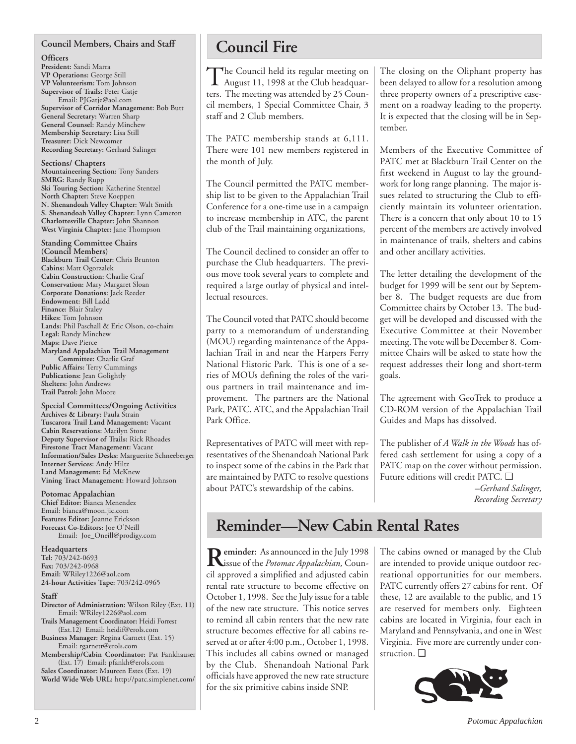## Council Members, Chairs and Staff

**Officers**

**President:** Sandi Marra
**VP Operations:** George Still
**VP Volunteerism:** Tom Johnson
**Supervisor of Trails:** Peter Gatje
Email: PJGatje@aol.com
**Supervisor of Corridor Management:** Bob Butt
**General Secretary:** Warren Sharp
**General Counsel:** Randy Minchew
**Membership Secretary:** Lisa Still
**Treasurer:** Dick Newcomer
**Recording Secretary:** Gerhard Salinger

**Sections/ Chapters**

**Mountaineering Section:** Tony Sanders
**SMRG:** Randy Rupp
**Ski Touring Section:** Katherine Stentzel
**North Chapter:** Steve Koeppen
**N. Shenandoah Valley Chapter:** Walt Smith
**S. Shenandoah Valley Chapter:** Lynn Cameron
**Charlottesville Chapter:** John Shannon
**West Virginia Chapter:** Jane Thompson

**Standing Committee Chairs (Council Members)**

**Blackburn Trail Center:** Chris Brunton
**Cabins:** Matt Ogorzalek
**Cabin Construction:** Charlie Graf
**Conservation:** Mary Margaret Sloan
**Corporate Donations:** Jack Reeder
**Endowment:** Bill Ladd
**Finance:** Blair Staley
**Hikes:** Tom Johnson
**Lands:** Phil Paschall & Eric Olson, co-chairs
**Legal:** Randy Minchew
**Maps:** Dave Pierce
**Maryland Appalachian Trail Management Committee:** Charlie Graf
**Public Affairs:** Terry Cummings
**Publications:** Jean Golightly
**Shelters:** John Andrews
**Trail Patrol:** John Moore

**Special Committees/Ongoing Activities**

**Archives & Library:** Paula Strain
**Tuscarora Trail Land Management:** Vacant
**Cabin Reservations:** Marilyn Stone
**Deputy Supervisor of Trails:** Rick Rhoades
**Firestone Tract Management:** Vacant
**Information/Sales Desks:** Marguerite Schneeberger
**Internet Services:** Andy Hiltz
**Land Management:** Ed McKnew
**Vining Tract Management:** Howard Johnson

**Potomac Appalachian**

**Chief Editor:** Bianca Menendez
Email: bianca@moon.jic.com
**Features Editor:** Joanne Erickson
**Forecast Co-Editors:** Joe O'Neill
Email: Joe_Oneill@prodigy.com

**Headquarters**

**Tel:** 703/242-0693
**Fax:** 703/242-0968
**Email:** WRiley1226@aol.com
**24-hour Activities Tape:** 703/242-0965

**Staff**

**Director of Administration:** Wilson Riley (Ext. 11)
Email: WRiley1226@aol.com
**Trails Management Coordinator:** Heidi Forrest (Ext.12) Email: heidif@erols.com
**Business Manager:** Regina Garnett (Ext. 15)
Email: rgarnett@erols.com
**Membership/Cabin Coordinator:** Pat Fankhauser (Ext. 17) Email: pfankh@erols.com
**Sales Coordinator:** Maureen Estes (Ext. 19)
**World Wide Web URL:** http://patc.simplenet.com/

# Council Fire

The Council held its regular meeting on August 11, 1998 at the Club headquarters. The meeting was attended by 25 Council members, 1 Special Committee Chair, 3 staff and 2 Club members.

The PATC membership stands at 6,111. There were 101 new members registered in the month of July.

The Council permitted the PATC membership list to be given to the Appalachian Trail Conference for a one-time use in a campaign to increase membership in ATC, the parent club of the Trail maintaining organizations,

The Council declined to consider an offer to purchase the Club headquarters. The previous move took several years to complete and required a large outlay of physical and intellectual resources.

The Council voted that PATC should become party to a memorandum of understanding (MOU) regarding maintenance of the Appalachian Trail in and near the Harpers Ferry National Historic Park. This is one of a series of MOUs defining the roles of the various partners in trail maintenance and improvement. The partners are the National Park, PATC, ATC, and the Appalachian Trail Park Office.

Representatives of PATC will meet with representatives of the Shenandoah National Park to inspect some of the cabins in the Park that are maintained by PATC to resolve questions about PATC's stewardship of the cabins.

The closing on the Oliphant property has been delayed to allow for a resolution among three property owners of a prescriptive easement on a roadway leading to the property. It is expected that the closing will be in September.

Members of the Executive Committee of PATC met at Blackburn Trail Center on the first weekend in August to lay the groundwork for long range planning. The major issues related to structuring the Club to efficiently maintain its volunteer orientation. There is a concern that only about 10 to 15 percent of the members are actively involved in maintenance of trails, shelters and cabins and other ancillary activities.

The letter detailing the development of the budget for 1999 will be sent out by September 8. The budget requests are due from Committee chairs by October 13. The budget will be developed and discussed with the Executive Committee at their November meeting. The vote will be December 8. Committee Chairs will be asked to state how the request addresses their long and short-term goals.

The agreement with GeoTrek to produce a CD-ROM version of the Appalachian Trail Guides and Maps has dissolved.

The publisher of *A Walk in the Woods* has offered cash settlement for using a copy of a PATC map on the cover without permission. Future editions will credit PATC. ❑

*–Gerhard Salinger, Recording Secretary*

# Reminder—New Cabin Rental Rates

**Reminder:** As announced in the July 1998 issue of the *Potomac Appalachian,* Council approved a simplified and adjusted cabin rental rate structure to become effective on October 1, 1998. See the July issue for a table of the new rate structure. This notice serves to remind all cabin renters that the new rate structure becomes effective for all cabins reserved at or after 4:00 p.m., October 1, 1998. This includes all cabins owned or managed by the Club. Shenandoah National Park officials have approved the new rate structure for the six primitive cabins inside SNP.

The cabins owned or managed by the Club are intended to provide unique outdoor recreational opportunities for our members. PATC currently offers 27 cabins for rent. Of these, 12 are available to the public, and 15 are reserved for members only. Eighteen cabins are located in Virginia, four each in Maryland and Pennsylvania, and one in West Virginia. Five more are currently under construction. ❑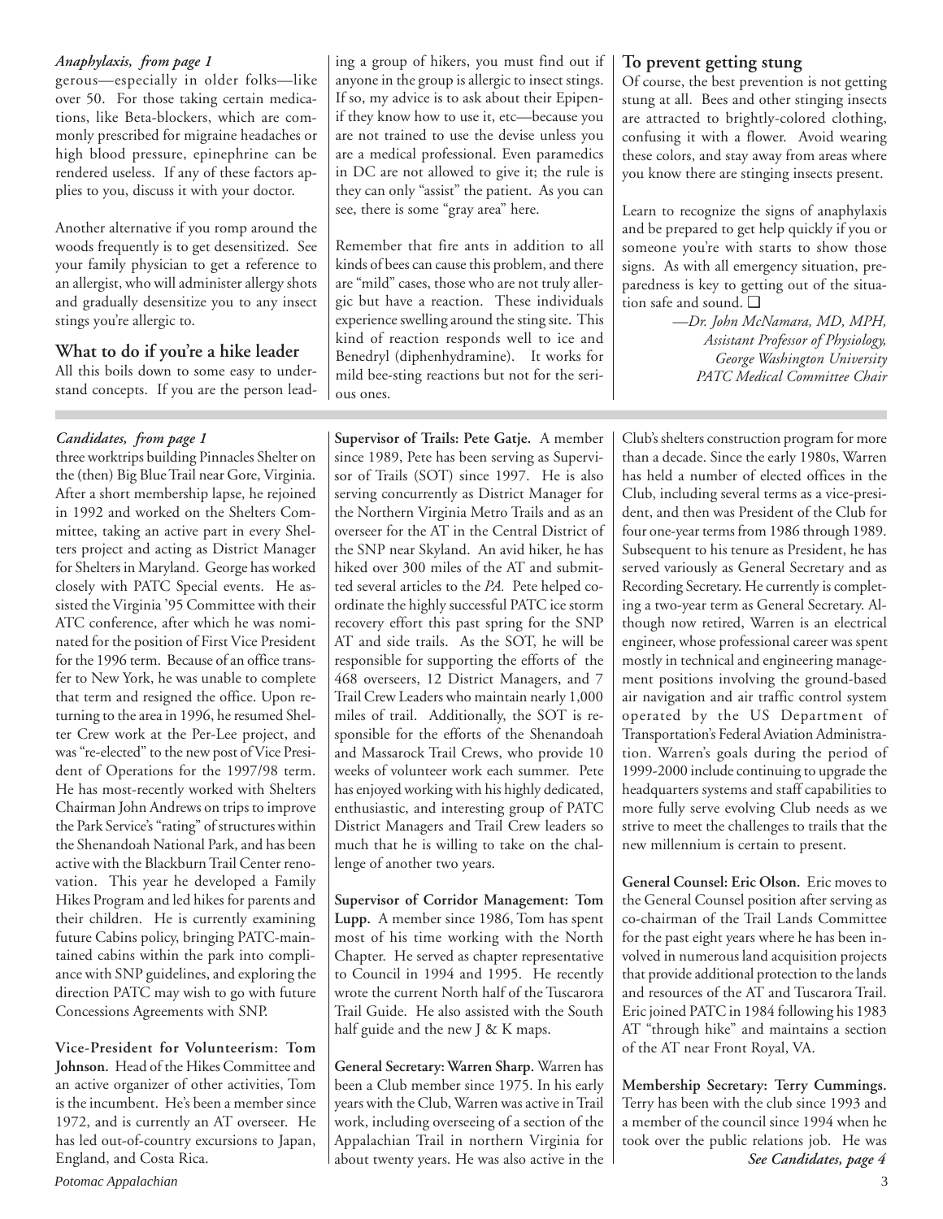*Anaphylaxis, from page 1*

gerous—especially in older folks—like over 50. For those taking certain medications, like Beta-blockers, which are commonly prescribed for migraine headaches or high blood pressure, epinephrine can be rendered useless. If any of these factors applies to you, discuss it with your doctor.

Another alternative if you romp around the woods frequently is to get desensitized. See your family physician to get a reference to an allergist, who will administer allergy shots and gradually desensitize you to any insect stings you're allergic to.

## What to do if you're a hike leader

All this boils down to some easy to understand concepts. If you are the person leading a group of hikers, you must find out if anyone in the group is allergic to insect stings. If so, my advice is to ask about their Epipen-if they know how to use it, etc—because you are not trained to use the devise unless you are a medical professional. Even paramedics in DC are not allowed to give it; the rule is they can only "assist" the patient. As you can see, there is some "gray area" here.

Remember that fire ants in addition to all kinds of bees can cause this problem, and there are "mild" cases, those who are not truly allergic but have a reaction. These individuals experience swelling around the sting site. This kind of reaction responds well to ice and Benedryl (diphenhydramine). It works for mild bee-sting reactions but not for the serious ones.

## To prevent getting stung

Of course, the best prevention is not getting stung at all. Bees and other stinging insects are attracted to brightly-colored clothing, confusing it with a flower. Avoid wearing these colors, and stay away from areas where you know there are stinging insects present.

Learn to recognize the signs of anaphylaxis and be prepared to get help quickly if you or someone you're with starts to show those signs. As with all emergency situation, preparedness is key to getting out of the situation safe and sound. ❑

*—Dr. John McNamara, MD, MPH,*
*Assistant Professor of Physiology,*
*George Washington University*
*PATC Medical Committee Chair*

---

*Candidates, from page 1*

three worktrips building Pinnacles Shelter on the (then) Big Blue Trail near Gore, Virginia. After a short membership lapse, he rejoined in 1992 and worked on the Shelters Committee, taking an active part in every Shelters project and acting as District Manager for Shelters in Maryland. George has worked closely with PATC Special events. He assisted the Virginia '95 Committee with their ATC conference, after which he was nominated for the position of First Vice President for the 1996 term. Because of an office transfer to New York, he was unable to complete that term and resigned the office. Upon returning to the area in 1996, he resumed Shelter Crew work at the Per-Lee project, and was "re-elected" to the new post of Vice President of Operations for the 1997/98 term. He has most-recently worked with Shelters Chairman John Andrews on trips to improve the Park Service's "rating" of structures within the Shenandoah National Park, and has been active with the Blackburn Trail Center renovation. This year he developed a Family Hikes Program and led hikes for parents and their children. He is currently examining future Cabins policy, bringing PATC-maintained cabins within the park into compliance with SNP guidelines, and exploring the direction PATC may wish to go with future Concessions Agreements with SNP.

**Vice-President for Volunteerism: Tom Johnson.** Head of the Hikes Committee and an active organizer of other activities, Tom is the incumbent. He's been a member since 1972, and is currently an AT overseer. He has led out-of-country excursions to Japan, England, and Costa Rica.

**Supervisor of Trails: Pete Gatje.** A member since 1989, Pete has been serving as Supervisor of Trails (SOT) since 1997. He is also serving concurrently as District Manager for the Northern Virginia Metro Trails and as an overseer for the AT in the Central District of the SNP near Skyland. An avid hiker, he has hiked over 300 miles of the AT and submitted several articles to the *PA.* Pete helped coordinate the highly successful PATC ice storm recovery effort this past spring for the SNP AT and side trails. As the SOT, he will be responsible for supporting the efforts of the 468 overseers, 12 District Managers, and 7 Trail Crew Leaders who maintain nearly 1,000 miles of trail. Additionally, the SOT is responsible for the efforts of the Shenandoah and Massarock Trail Crews, who provide 10 weeks of volunteer work each summer. Pete has enjoyed working with his highly dedicated, enthusiastic, and interesting group of PATC District Managers and Trail Crew leaders so much that he is willing to take on the challenge of another two years.

**Supervisor of Corridor Management: Tom Lupp.** A member since 1986, Tom has spent most of his time working with the North Chapter. He served as chapter representative to Council in 1994 and 1995. He recently wrote the current North half of the Tuscarora Trail Guide. He also assisted with the South half guide and the new J & K maps.

**General Secretary: Warren Sharp.** Warren has been a Club member since 1975. In his early years with the Club, Warren was active in Trail work, including overseeing of a section of the Appalachian Trail in northern Virginia for about twenty years. He was also active in the Club's shelters construction program for more than a decade. Since the early 1980s, Warren has held a number of elected offices in the Club, including several terms as a vice-president, and then was President of the Club for four one-year terms from 1986 through 1989. Subsequent to his tenure as President, he has served variously as General Secretary and as Recording Secretary. He currently is completing a two-year term as General Secretary. Although now retired, Warren is an electrical engineer, whose professional career was spent mostly in technical and engineering management positions involving the ground-based air navigation and air traffic control system operated by the US Department of Transportation's Federal Aviation Administration. Warren's goals during the period of 1999-2000 include continuing to upgrade the headquarters systems and staff capabilities to more fully serve evolving Club needs as we strive to meet the challenges to trails that the new millennium is certain to present.

**General Counsel: Eric Olson.** Eric moves to the General Counsel position after serving as co-chairman of the Trail Lands Committee for the past eight years where he has been involved in numerous land acquisition projects that provide additional protection to the lands and resources of the AT and Tuscarora Trail. Eric joined PATC in 1984 following his 1983 AT "through hike" and maintains a section of the AT near Front Royal, VA.

**Membership Secretary: Terry Cummings.** Terry has been with the club since 1993 and a member of the council since 1994 when he took over the public relations job. He was

***See Candidates, page 4***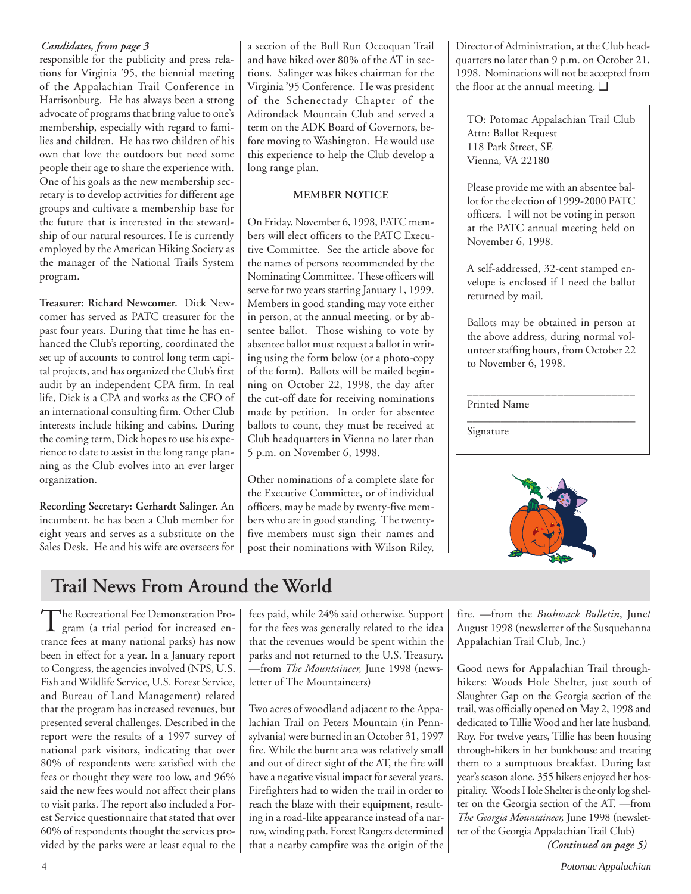*Candidates, from page 3*

responsible for the publicity and press relations for Virginia '95, the biennial meeting of the Appalachian Trail Conference in Harrisonburg. He has always been a strong advocate of programs that bring value to one's membership, especially with regard to families and children. He has two children of his own that love the outdoors but need some people their age to share the experience with. One of his goals as the new membership secretary is to develop activities for different age groups and cultivate a membership base for the future that is interested in the stewardship of our natural resources. He is currently employed by the American Hiking Society as the manager of the National Trails System program.

**Treasurer: Richard Newcomer.** Dick Newcomer has served as PATC treasurer for the past four years. During that time he has enhanced the Club's reporting, coordinated the set up of accounts to control long term capital projects, and has organized the Club's first audit by an independent CPA firm. In real life, Dick is a CPA and works as the CFO of an international consulting firm. Other Club interests include hiking and cabins. During the coming term, Dick hopes to use his experience to date to assist in the long range planning as the Club evolves into an ever larger organization.

**Recording Secretary: Gerhardt Salinger.** An incumbent, he has been a Club member for eight years and serves as a substitute on the Sales Desk. He and his wife are overseers for a section of the Bull Run Occoquan Trail and have hiked over 80% of the AT in sections. Salinger was hikes chairman for the Virginia '95 Conference. He was president of the Schenectady Chapter of the Adirondack Mountain Club and served a term on the ADK Board of Governors, before moving to Washington. He would use this experience to help the Club develop a long range plan.

**MEMBER NOTICE**

On Friday, November 6, 1998, PATC members will elect officers to the PATC Executive Committee. See the article above for the names of persons recommended by the Nominating Committee. These officers will serve for two years starting January 1, 1999. Members in good standing may vote either in person, at the annual meeting, or by absentee ballot. Those wishing to vote by absentee ballot must request a ballot in writing using the form below (or a photo-copy of the form). Ballots will be mailed beginning on October 22, 1998, the day after the cut-off date for receiving nominations made by petition. In order for absentee ballots to count, they must be received at Club headquarters in Vienna no later than 5 p.m. on November 6, 1998.

Other nominations of a complete slate for the Executive Committee, or of individual officers, may be made by twenty-five members who are in good standing. The twenty-five members must sign their names and post their nominations with Wilson Riley, Director of Administration, at the Club headquarters no later than 9 p.m. on October 21, 1998. Nominations will not be accepted from the floor at the annual meeting. ❑

TO: Potomac Appalachian Trail Club
Attn: Ballot Request
118 Park Street, SE
Vienna, VA 22180

Please provide me with an absentee ballot for the election of 1999-2000 PATC officers. I will not be voting in person at the PATC annual meeting held on November 6, 1998.

A self-addressed, 32-cent stamped envelope is enclosed if I need the ballot returned by mail.

Ballots may be obtained in person at the above address, during normal volunteer staffing hours, from October 22 to November 6, 1998.

\_\_\_\_\_\_\_\_\_\_\_\_\_\_\_\_\_\_\_\_\_\_\_\_\_\_\_\_\_\_
Printed Name

\_\_\_\_\_\_\_\_\_\_\_\_\_\_\_\_\_\_\_\_\_\_\_\_\_\_\_\_\_\_
Signature

## Trail News From Around the World

The Recreational Fee Demonstration Program (a trial period for increased entrance fees at many national parks) has now been in effect for a year. In a January report to Congress, the agencies involved (NPS, U.S. Fish and Wildlife Service, U.S. Forest Service, and Bureau of Land Management) related that the program has increased revenues, but presented several challenges. Described in the report were the results of a 1997 survey of national park visitors, indicating that over 80% of respondents were satisfied with the fees or thought they were too low, and 96% said the new fees would not affect their plans to visit parks. The report also included a Forest Service questionnaire that stated that over 60% of respondents thought the services provided by the parks were at least equal to the fees paid, while 24% said otherwise. Support for the fees was generally related to the idea that the revenues would be spent within the parks and not returned to the U.S. Treasury. —from *The Mountaineer,* June 1998 (newsletter of The Mountaineers)

Two acres of woodland adjacent to the Appalachian Trail on Peters Mountain (in Pennsylvania) were burned in an October 31, 1997 fire. While the burnt area was relatively small and out of direct sight of the AT, the fire will have a negative visual impact for several years. Firefighters had to widen the trail in order to reach the blaze with their equipment, resulting in a road-like appearance instead of a narrow, winding path. Forest Rangers determined that a nearby campfire was the origin of the fire. —from the *Bushwack Bulletin*, June/August 1998 (newsletter of the Susquehanna Appalachian Trail Club, Inc.)

Good news for Appalachian Trail through-hikers: Woods Hole Shelter, just south of Slaughter Gap on the Georgia section of the trail, was officially opened on May 2, 1998 and dedicated to Tillie Wood and her late husband, Roy. For twelve years, Tillie has been housing through-hikers in her bunkhouse and treating them to a sumptuous breakfast. During last year's season alone, 355 hikers enjoyed her hospitality. Woods Hole Shelter is the only log shelter on the Georgia section of the AT. —from *The Georgia Mountaineer,* June 1998 (newsletter of the Georgia Appalachian Trail Club)

*(Continued on page 5)*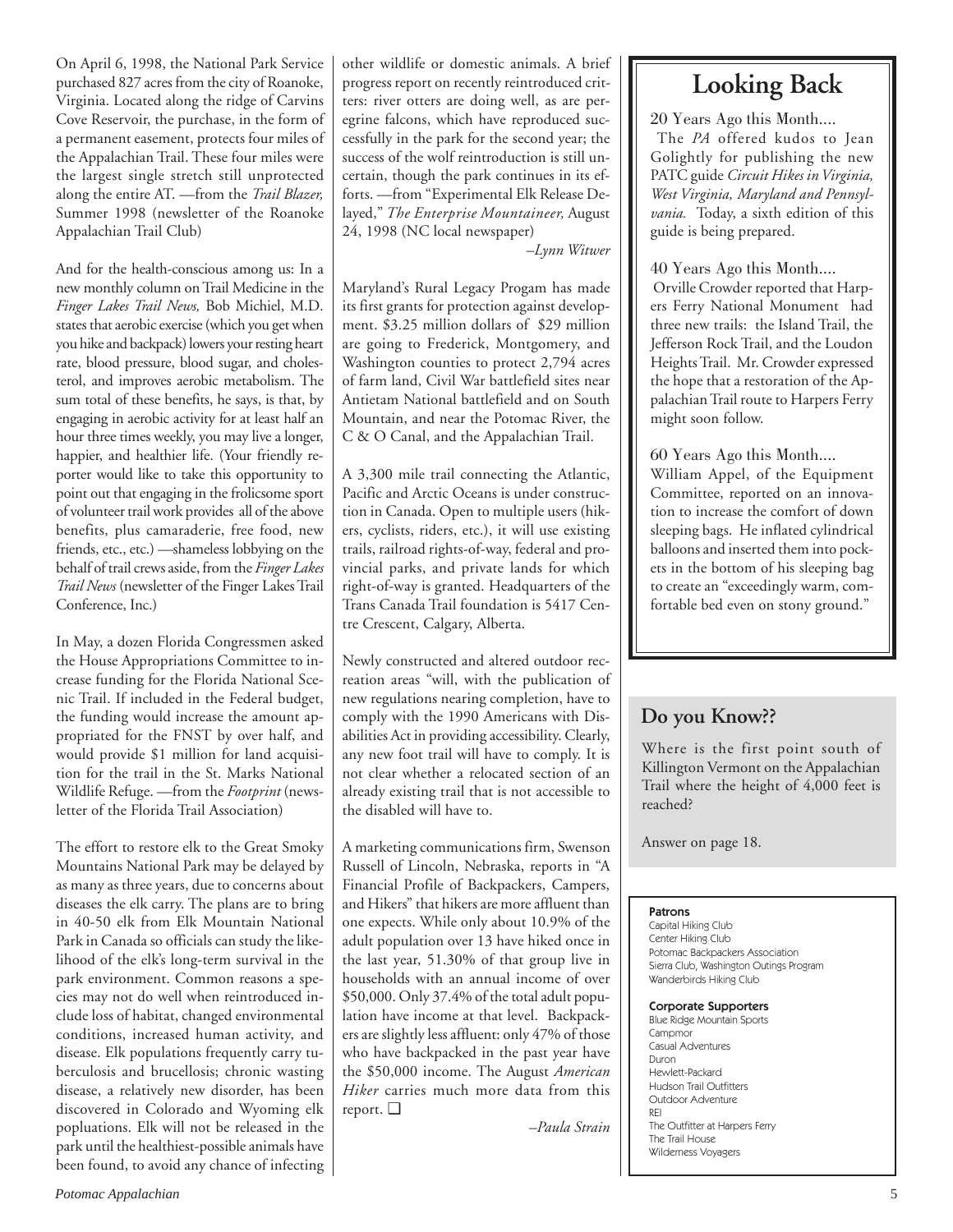On April 6, 1998, the National Park Service purchased 827 acres from the city of Roanoke, Virginia. Located along the ridge of Carvins Cove Reservoir, the purchase, in the form of a permanent easement, protects four miles of the Appalachian Trail. These four miles were the largest single stretch still unprotected along the entire AT. —from the *Trail Blazer,* Summer 1998 (newsletter of the Roanoke Appalachian Trail Club)

And for the health-conscious among us: In a new monthly column on Trail Medicine in the *Finger Lakes Trail News,* Bob Michiel, M.D. states that aerobic exercise (which you get when you hike and backpack) lowers your resting heart rate, blood pressure, blood sugar, and cholesterol, and improves aerobic metabolism. The sum total of these benefits, he says, is that, by engaging in aerobic activity for at least half an hour three times weekly, you may live a longer, happier, and healthier life. (Your friendly reporter would like to take this opportunity to point out that engaging in the frolicsome sport of volunteer trail work provides all of the above benefits, plus camaraderie, free food, new friends, etc., etc.) —shameless lobbying on the behalf of trail crews aside, from the *Finger Lakes Trail News* (newsletter of the Finger Lakes Trail Conference, Inc.)

In May, a dozen Florida Congressmen asked the House Appropriations Committee to increase funding for the Florida National Scenic Trail. If included in the Federal budget, the funding would increase the amount appropriated for the FNST by over half, and would provide $1 million for land acquisition for the trail in the St. Marks National Wildlife Refuge. —from the *Footprint* (newsletter of the Florida Trail Association)

The effort to restore elk to the Great Smoky Mountains National Park may be delayed by as many as three years, due to concerns about diseases the elk carry. The plans are to bring in 40-50 elk from Elk Mountain National Park in Canada so officials can study the likelihood of the elk's long-term survival in the park environment. Common reasons a species may not do well when reintroduced include loss of habitat, changed environmental conditions, increased human activity, and disease. Elk populations frequently carry tuberculosis and brucellosis; chronic wasting disease, a relatively new disorder, has been discovered in Colorado and Wyoming elk popluations. Elk will not be released in the park until the healthiest-possible animals have been found, to avoid any chance of infecting other wildlife or domestic animals. A brief progress report on recently reintroduced critters: river otters are doing well, as are peregrine falcons, which have reproduced successfully in the park for the second year; the success of the wolf reintroduction is still uncertain, though the park continues in its efforts. —from "Experimental Elk Release Delayed," *The Enterprise Mountaineer,* August 24, 1998 (NC local newspaper)

*–Lynn Witwer*

Maryland's Rural Legacy Progam has made its first grants for protection against development. $3.25 million dollars of $29 million are going to Frederick, Montgomery, and Washington counties to protect 2,794 acres of farm land, Civil War battlefield sites near Antietam National battlefield and on South Mountain, and near the Potomac River, the C & O Canal, and the Appalachian Trail.

A 3,300 mile trail connecting the Atlantic, Pacific and Arctic Oceans is under construction in Canada. Open to multiple users (hikers, cyclists, riders, etc.), it will use existing trails, railroad rights-of-way, federal and provincial parks, and private lands for which right-of-way is granted. Headquarters of the Trans Canada Trail foundation is 5417 Centre Crescent, Calgary, Alberta.

Newly constructed and altered outdoor recreation areas "will, with the publication of new regulations nearing completion, have to comply with the 1990 Americans with Disabilities Act in providing accessibility. Clearly, any new foot trail will have to comply. It is not clear whether a relocated section of an already existing trail that is not accessible to the disabled will have to.

A marketing communications firm, Swenson Russell of Lincoln, Nebraska, reports in "A Financial Profile of Backpackers, Campers, and Hikers" that hikers are more affluent than one expects. While only about 10.9% of the adult population over 13 have hiked once in the last year, 51.30% of that group live in households with an annual income of over $50,000. Only 37.4% of the total adult population have income at that level. Backpackers are slightly less affluent: only 47% of those who have backpacked in the past year have the $50,000 income. The August *American Hiker* carries much more data from this report. ❑

*–Paula Strain*

## Looking Back

**20 Years Ago this Month....**
The *PA* offered kudos to Jean Golightly for publishing the new PATC guide *Circuit Hikes in Virginia, West Virginia, Maryland and Pennsylvania.* Today, a sixth edition of this guide is being prepared.

**40 Years Ago this Month....**
Orville Crowder reported that Harpers Ferry National Monument had three new trails: the Island Trail, the Jefferson Rock Trail, and the Loudon Heights Trail. Mr. Crowder expressed the hope that a restoration of the Appalachian Trail route to Harpers Ferry might soon follow.

**60 Years Ago this Month....**
William Appel, of the Equipment Committee, reported on an innovation to increase the comfort of down sleeping bags. He inflated cylindrical balloons and inserted them into pockets in the bottom of his sleeping bag to create an "exceedingly warm, comfortable bed even on stony ground."

## Do you Know??

Where is the first point south of Killington Vermont on the Appalachian Trail where the height of 4,000 feet is reached?

Answer on page 18.

**Patrons**
Capital Hiking Club
Center Hiking Club
Potomac Backpackers Association
Sierra Club, Washington Outings Program
Wanderbirds Hiking Club

**Corporate Supporters**
Blue Ridge Mountain Sports
Campmor
Casual Adventures
Duron
Hewlett-Packard
Hudson Trail Outfitters
Outdoor Adventure
REI
The Outfitter at Harpers Ferry
The Trail House
Wilderness Voyagers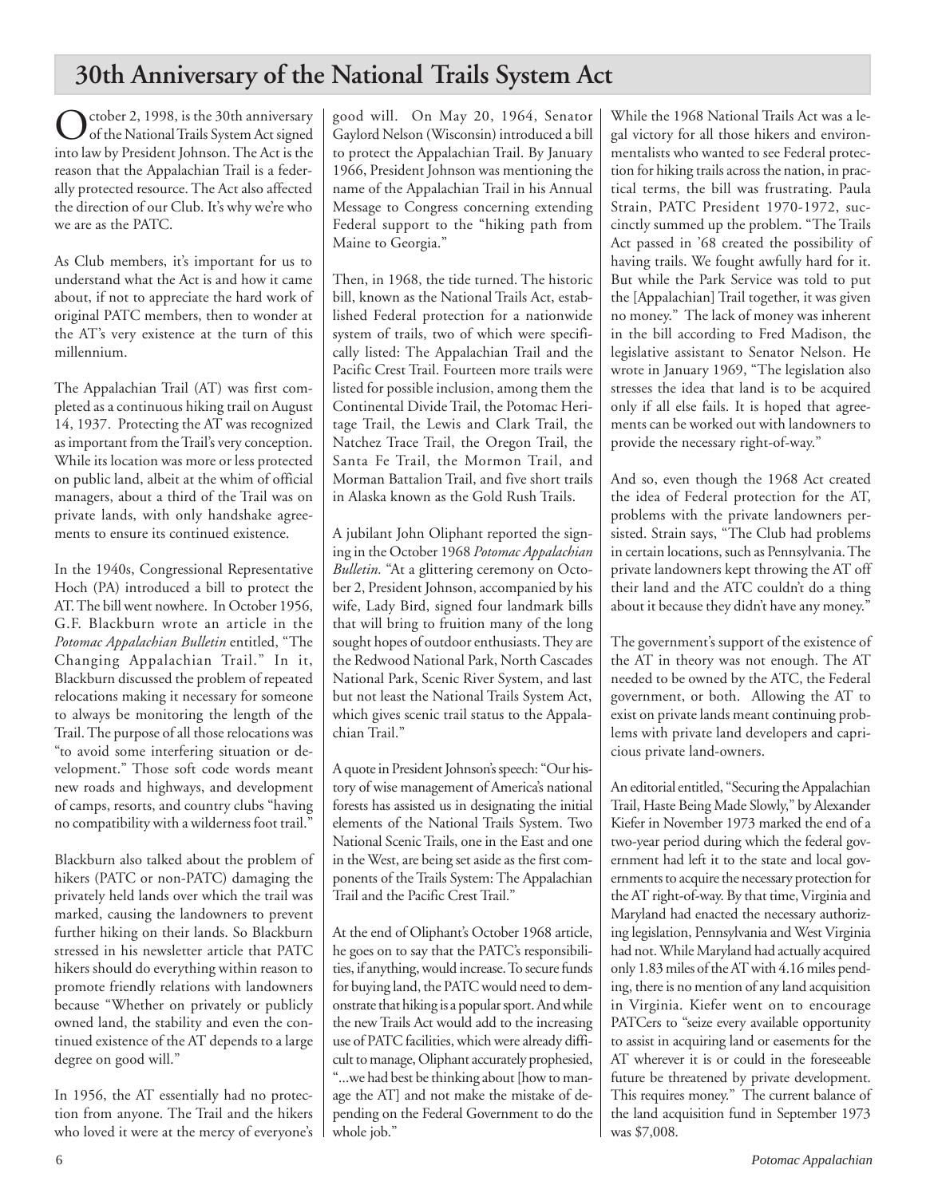# 30th Anniversary of the National Trails System Act

October 2, 1998, is the 30th anniversary of the National Trails System Act signed into law by President Johnson. The Act is the reason that the Appalachian Trail is a federally protected resource. The Act also affected the direction of our Club. It's why we're who we are as the PATC.

As Club members, it's important for us to understand what the Act is and how it came about, if not to appreciate the hard work of original PATC members, then to wonder at the AT's very existence at the turn of this millennium.

The Appalachian Trail (AT) was first completed as a continuous hiking trail on August 14, 1937. Protecting the AT was recognized as important from the Trail's very conception. While its location was more or less protected on public land, albeit at the whim of official managers, about a third of the Trail was on private lands, with only handshake agreements to ensure its continued existence.

In the 1940s, Congressional Representative Hoch (PA) introduced a bill to protect the AT. The bill went nowhere. In October 1956, G.F. Blackburn wrote an article in the *Potomac Appalachian Bulletin* entitled, "The Changing Appalachian Trail." In it, Blackburn discussed the problem of repeated relocations making it necessary for someone to always be monitoring the length of the Trail. The purpose of all those relocations was "to avoid some interfering situation or development." Those soft code words meant new roads and highways, and development of camps, resorts, and country clubs "having no compatibility with a wilderness foot trail."

Blackburn also talked about the problem of hikers (PATC or non-PATC) damaging the privately held lands over which the trail was marked, causing the landowners to prevent further hiking on their lands. So Blackburn stressed in his newsletter article that PATC hikers should do everything within reason to promote friendly relations with landowners because "Whether on privately or publicly owned land, the stability and even the continued existence of the AT depends to a large degree on good will."

In 1956, the AT essentially had no protection from anyone. The Trail and the hikers who loved it were at the mercy of everyone's good will. On May 20, 1964, Senator Gaylord Nelson (Wisconsin) introduced a bill to protect the Appalachian Trail. By January 1966, President Johnson was mentioning the name of the Appalachian Trail in his Annual Message to Congress concerning extending Federal support to the "hiking path from Maine to Georgia."

Then, in 1968, the tide turned. The historic bill, known as the National Trails Act, established Federal protection for a nationwide system of trails, two of which were specifically listed: The Appalachian Trail and the Pacific Crest Trail. Fourteen more trails were listed for possible inclusion, among them the Continental Divide Trail, the Potomac Heritage Trail, the Lewis and Clark Trail, the Natchez Trace Trail, the Oregon Trail, the Santa Fe Trail, the Mormon Trail, and Morman Battalion Trail, and five short trails in Alaska known as the Gold Rush Trails.

A jubilant John Oliphant reported the signing in the October 1968 *Potomac Appalachian Bulletin.* "At a glittering ceremony on October 2, President Johnson, accompanied by his wife, Lady Bird, signed four landmark bills that will bring to fruition many of the long sought hopes of outdoor enthusiasts. They are the Redwood National Park, North Cascades National Park, Scenic River System, and last but not least the National Trails System Act, which gives scenic trail status to the Appalachian Trail."

A quote in President Johnson's speech: "Our history of wise management of America's national forests has assisted us in designating the initial elements of the National Trails System. Two National Scenic Trails, one in the East and one in the West, are being set aside as the first components of the Trails System: The Appalachian Trail and the Pacific Crest Trail."

At the end of Oliphant's October 1968 article, he goes on to say that the PATC's responsibilities, if anything, would increase. To secure funds for buying land, the PATC would need to demonstrate that hiking is a popular sport. And while the new Trails Act would add to the increasing use of PATC facilities, which were already difficult to manage, Oliphant accurately prophesied, "...we had best be thinking about [how to manage the AT] and not make the mistake of depending on the Federal Government to do the whole job."

While the 1968 National Trails Act was a legal victory for all those hikers and environmentalists who wanted to see Federal protection for hiking trails across the nation, in practical terms, the bill was frustrating. Paula Strain, PATC President 1970-1972, succinctly summed up the problem. "The Trails Act passed in '68 created the possibility of having trails. We fought awfully hard for it. But while the Park Service was told to put the [Appalachian] Trail together, it was given no money." The lack of money was inherent in the bill according to Fred Madison, the legislative assistant to Senator Nelson. He wrote in January 1969, "The legislation also stresses the idea that land is to be acquired only if all else fails. It is hoped that agreements can be worked out with landowners to provide the necessary right-of-way."

And so, even though the 1968 Act created the idea of Federal protection for the AT, problems with the private landowners persisted. Strain says, "The Club had problems in certain locations, such as Pennsylvania. The private landowners kept throwing the AT off their land and the ATC couldn't do a thing about it because they didn't have any money."

The government's support of the existence of the AT in theory was not enough. The AT needed to be owned by the ATC, the Federal government, or both. Allowing the AT to exist on private lands meant continuing problems with private land developers and capricious private land-owners.

An editorial entitled, "Securing the Appalachian Trail, Haste Being Made Slowly," by Alexander Kiefer in November 1973 marked the end of a two-year period during which the federal government had left it to the state and local governments to acquire the necessary protection for the AT right-of-way. By that time, Virginia and Maryland had enacted the necessary authorizing legislation, Pennsylvania and West Virginia had not. While Maryland had actually acquired only 1.83 miles of the AT with 4.16 miles pending, there is no mention of any land acquisition in Virginia. Kiefer went on to encourage PATCers to "seize every available opportunity to assist in acquiring land or easements for the AT wherever it is or could in the foreseeable future be threatened by private development. This requires money." The current balance of the land acquisition fund in September 1973 was $7,008.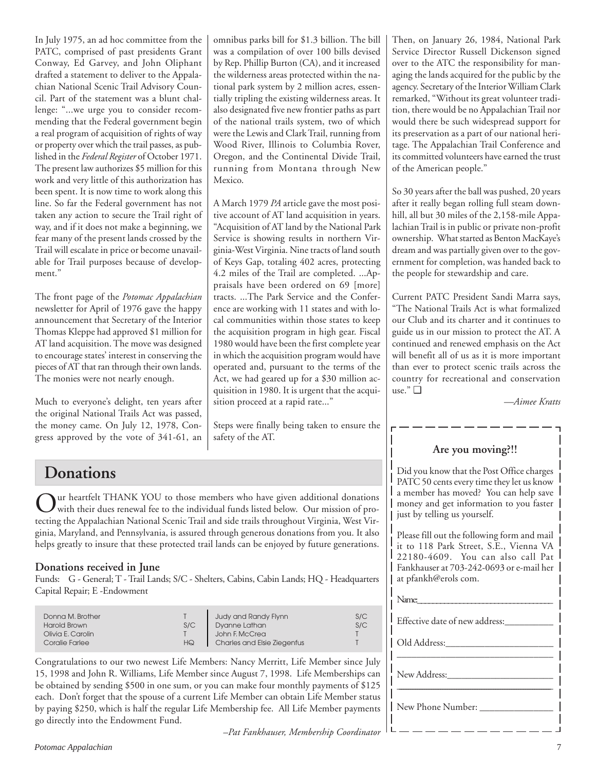In July 1975, an ad hoc committee from the PATC, comprised of past presidents Grant Conway, Ed Garvey, and John Oliphant drafted a statement to deliver to the Appalachian National Scenic Trail Advisory Council. Part of the statement was a blunt challenge: "...we urge you to consider recommending that the Federal government begin a real program of acquisition of rights of way or property over which the trail passes, as published in the *Federal Register* of October 1971. The present law authorizes $5 million for this work and very little of this authorization has been spent. It is now time to work along this line. So far the Federal government has not taken any action to secure the Trail right of way, and if it does not make a beginning, we fear many of the present lands crossed by the Trail will escalate in price or become unavailable for Trail purposes because of development."

The front page of the *Potomac Appalachian* newsletter for April of 1976 gave the happy announcement that Secretary of the Interior Thomas Kleppe had approved $1 million for AT land acquisition. The move was designed to encourage states' interest in conserving the pieces of AT that ran through their own lands. The monies were not nearly enough.

Much to everyone's delight, ten years after the original National Trails Act was passed, the money came. On July 12, 1978, Congress approved by the vote of 341-61, an omnibus parks bill for $1.3 billion. The bill was a compilation of over 100 bills devised by Rep. Phillip Burton (CA), and it increased the wilderness areas protected within the national park system by 2 million acres, essentially tripling the existing wilderness areas. It also designated five new frontier paths as part of the national trails system, two of which were the Lewis and Clark Trail, running from Wood River, Illinois to Columbia Rover, Oregon, and the Continental Divide Trail, running from Montana through New Mexico.

A March 1979 *PA* article gave the most positive account of AT land acquisition in years. "Acquisition of AT land by the National Park Service is showing results in northern Virginia-West Virginia. Nine tracts of land south of Keys Gap, totaling 402 acres, protecting 4.2 miles of the Trail are completed. ...Appraisals have been ordered on 69 [more] tracts. ...The Park Service and the Conference are working with 11 states and with local communities within those states to keep the acquisition program in high gear. Fiscal 1980 would have been the first complete year in which the acquisition program would have operated and, pursuant to the terms of the Act, we had geared up for a $30 million acquisition in 1980. It is urgent that the acquisition proceed at a rapid rate..."

Steps were finally being taken to ensure the safety of the AT.

Then, on January 26, 1984, National Park Service Director Russell Dickenson signed over to the ATC the responsibility for managing the lands acquired for the public by the agency. Secretary of the Interior William Clark remarked, "Without its great volunteer tradition, there would be no Appalachian Trail nor would there be such widespread support for its preservation as a part of our national heritage. The Appalachian Trail Conference and its committed volunteers have earned the trust of the American people."

So 30 years after the ball was pushed, 20 years after it really began rolling full steam downhill, all but 30 miles of the 2,158-mile Appalachian Trail is in public or private non-profit ownership. What started as Benton MacKaye's dream and was partially given over to the government for completion, was handed back to the people for stewardship and care.

Current PATC President Sandi Marra says, "The National Trails Act is what formalized our Club and its charter and it continues to guide us in our mission to protect the AT. A continued and renewed emphasis on the Act will benefit all of us as it is more important than ever to protect scenic trails across the country for recreational and conservation use." ❑

—*Aimee Kratts*

## Donations

Our heartfelt THANK YOU to those members who have given additional donations with their dues renewal fee to the individual funds listed below. Our mission of protecting the Appalachian National Scenic Trail and side trails throughout Virginia, West Virginia, Maryland, and Pennsylvania, is assured through generous donations from you. It also helps greatly to insure that these protected trail lands can be enjoyed by future generations.

### Donations received in June

Funds: G - General; T - Trail Lands; S/C - Shelters, Cabins, Cabin Lands; HQ - Headquarters Capital Repair; E -Endowment

| Name | Fund | Name | Fund |
|---|---|---|---|
| Donna M. Brother | T | Judy and Randy Flynn | S/C |
| Harold Brown | S/C | Dyanne Lathan | S/C |
| Olivia E. Carolin | T | John F. McCrea | T |
| Coralie Farlee | HQ | Charles and Elsie Ziegenfus | T |

Congratulations to our two newest Life Members: Nancy Merritt, Life Member since July 15, 1998 and John R. Williams, Life Member since August 7, 1998. Life Memberships can be obtained by sending $500 in one sum, or you can make four monthly payments of $125 each. Don't forget that the spouse of a current Life Member can obtain Life Member status by paying $250, which is half the regular Life Membership fee. All Life Member payments go directly into the Endowment Fund.

*–Pat Fankhauser, Membership Coordinator*

**Are you moving?!!**

Did you know that the Post Office charges PATC 50 cents every time they let us know a member has moved? You can help save money and get information to you faster just by telling us yourself.

Please fill out the following form and mail it to 118 Park Street, S.E., Vienna VA 22180-4609. You can also call Pat Fankhauser at 703-242-0693 or e-mail her at pfankh@erols com.

Name:\_\_\_\_\_\_\_\_\_\_\_\_\_\_\_\_\_\_\_\_\_\_\_\_\_\_\_\_\_\_

Effective date of new address:\_\_\_\_\_\_\_\_\_\_

Old Address:\_\_\_\_\_\_\_\_\_\_\_\_\_\_\_\_\_\_\_\_\_\_\_

\_\_\_\_\_\_\_\_\_\_\_\_\_\_\_\_\_\_\_\_\_\_\_\_\_\_\_\_\_\_\_\_\_\_\_

New Address:\_\_\_\_\_\_\_\_\_\_\_\_\_\_\_\_\_\_\_\_\_\_\_

\_\_\_\_\_\_\_\_\_\_\_\_\_\_\_\_\_\_\_\_\_\_\_\_\_\_\_\_\_\_\_\_\_\_\_

New Phone Number: \_\_\_\_\_\_\_\_\_\_\_\_\_\_\_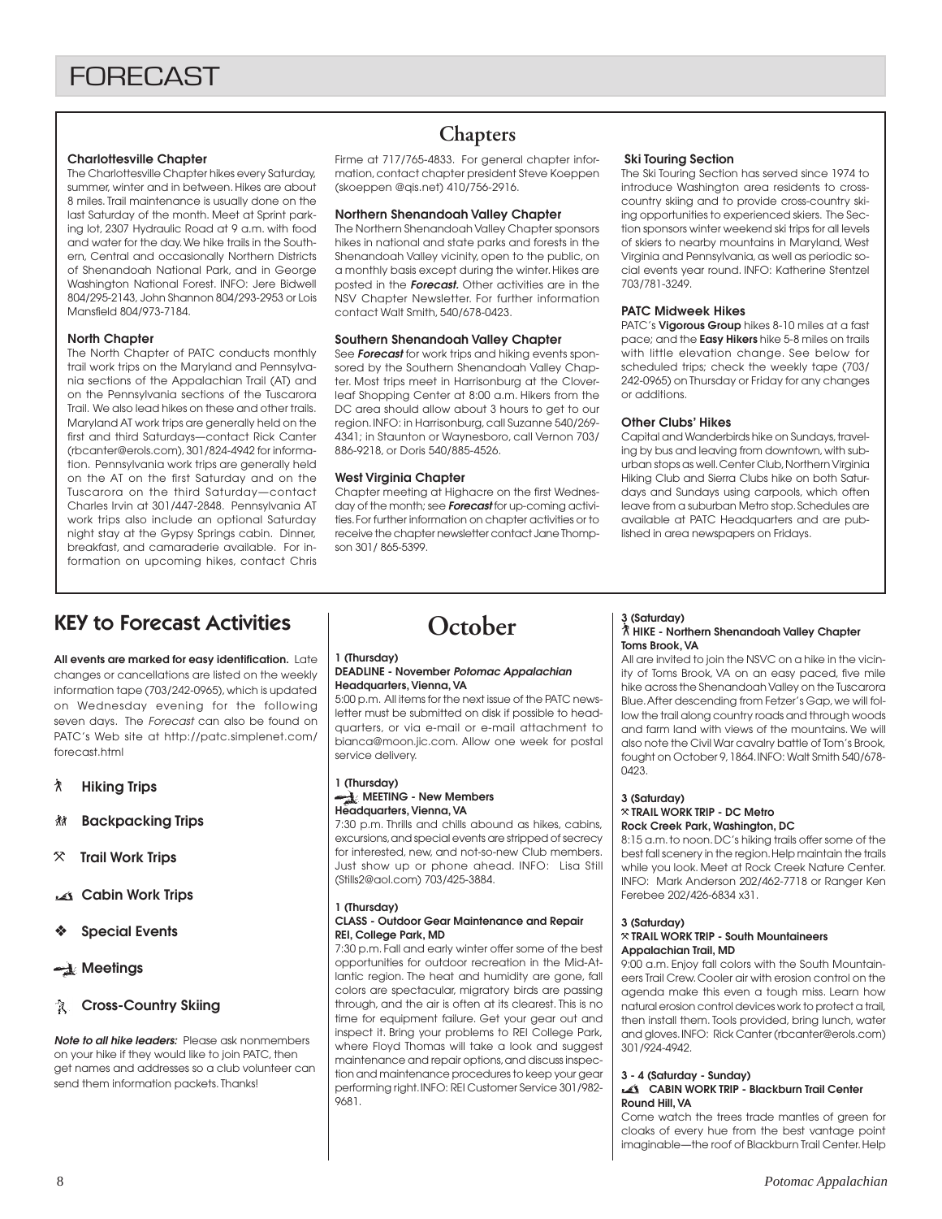# FORECAST

## Chapters

**Charlottesville Chapter**

The Charlottesville Chapter hikes every Saturday, summer, winter and in between. Hikes are about 8 miles. Trail maintenance is usually done on the last Saturday of the month. Meet at Sprint parking lot, 2307 Hydraulic Road at 9 a.m. with food and water for the day. We hike trails in the Southern, Central and occasionally Northern Districts of Shenandoah National Park, and in George Washington National Forest. INFO: Jere Bidwell 804/295-2143, John Shannon 804/293-2953 or Lois Mansfield 804/973-7184.

**North Chapter**

The North Chapter of PATC conducts monthly trail work trips on the Maryland and Pennsylvania sections of the Appalachian Trail (AT) and on the Pennsylvania sections of the Tuscarora Trail. We also lead hikes on these and other trails. Maryland AT work trips are generally held on the first and third Saturdays—contact Rick Canter (rbcanter@erols.com), 301/824-4942 for information. Pennsylvania work trips are generally held on the AT on the first Saturday and on the Tuscarora on the third Saturday—contact Charles Irvin at 301/447-2848. Pennsylvania AT work trips also include an optional Saturday night stay at the Gypsy Springs cabin. Dinner, breakfast, and camaraderie available. For information on upcoming hikes, contact Chris Firme at 717/765-4833. For general chapter information, contact chapter president Steve Koeppen (skoeppen @qis.net) 410/756-2916.

**Northern Shenandoah Valley Chapter**

The Northern Shenandoah Valley Chapter sponsors hikes in national and state parks and forests in the Shenandoah Valley vicinity, open to the public, on a monthly basis except during the winter. Hikes are posted in the ***Forecast.*** Other activities are in the NSV Chapter Newsletter. For further information contact Walt Smith, 540/678-0423.

**Southern Shenandoah Valley Chapter**

See ***Forecast*** for work trips and hiking events sponsored by the Southern Shenandoah Valley Chapter. Most trips meet in Harrisonburg at the Cloverleaf Shopping Center at 8:00 a.m. Hikers from the DC area should allow about 3 hours to get to our region. INFO: in Harrisonburg, call Suzanne 540/269-4341; in Staunton or Waynesboro, call Vernon 703/886-9218, or Doris 540/885-4526.

**West Virginia Chapter**

Chapter meeting at Highacre on the first Wednesday of the month; see ***Forecast*** for up-coming activities. For further information on chapter activities or to receive the chapter newsletter contact Jane Thompson 301/ 865-5399.

**Ski Touring Section**

The Ski Touring Section has served since 1974 to introduce Washington area residents to cross-country skiing and to provide cross-country skiing opportunities to experienced skiers. The Section sponsors winter weekend ski trips for all levels of skiers to nearby mountains in Maryland, West Virginia and Pennsylvania, as well as periodic social events year round. INFO: Katherine Stentzel 703/781-3249.

**PATC Midweek Hikes**

PATC's **Vigorous Group** hikes 8-10 miles at a fast pace; and the **Easy Hikers** hike 5-8 miles on trails with little elevation change. See below for scheduled trips; check the weekly tape (703/242-0965) on Thursday or Friday for any changes or additions.

**Other Clubs' Hikes**

Capital and Wanderbirds hike on Sundays, traveling by bus and leaving from downtown, with suburban stops as well. Center Club, Northern Virginia Hiking Club and Sierra Clubs hike on both Saturdays and Sundays using carpools, which often leave from a suburban Metro stop. Schedules are available at PATC Headquarters and are published in area newspapers on Fridays.

## KEY to Forecast Activities

**All events are marked for easy identification.** Late changes or cancellations are listed on the weekly information tape (703/242-0965), which is updated on Wednesday evening for the following seven days. The *Forecast* can also be found on PATC's Web site at http://patc.simplenet.com/forecast.html

- **Hiking Trips**
- **Backpacking Trips**
- **Trail Work Trips**
- **Cabin Work Trips**
- **Special Events**
- **Meetings**
- **Cross-Country Skiing**

***Note to all hike leaders:*** Please ask nonmembers on your hike if they would like to join PATC, then get names and addresses so a club volunteer can send them information packets. Thanks!

## October

**1 (Thursday)**
**DEADLINE - November *Potomac Appalachian***
**Headquarters, Vienna, VA**

5:00 p.m. All items for the next issue of the PATC newsletter must be submitted on disk if possible to headquarters, or via e-mail or e-mail attachment to bianca@moon.jic.com. Allow one week for postal service delivery.

**1 (Thursday)**
**MEETING - New Members**
**Headquarters, Vienna, VA**

7:30 p.m. Thrills and chills abound as hikes, cabins, excursions, and special events are stripped of secrecy for interested, new, and not-so-new Club members. Just show up or phone ahead. INFO: Lisa Still (Stills2@aol.com) 703/425-3884.

**1 (Thursday)**
**CLASS - Outdoor Gear Maintenance and Repair**
**REI, College Park, MD**

7:30 p.m. Fall and early winter offer some of the best opportunities for outdoor recreation in the Mid-Atlantic region. The heat and humidity are gone, fall colors are spectacular, migratory birds are passing through, and the air is often at its clearest. This is no time for equipment failure. Get your gear out and inspect it. Bring your problems to REI College Park, where Floyd Thomas will take a look and suggest maintenance and repair options, and discuss inspection and maintenance procedures to keep your gear performing right. INFO: REI Customer Service 301/982-9681.

**3 (Saturday)**
**HIKE - Northern Shenandoah Valley Chapter**
**Toms Brook, VA**

All are invited to join the NSVC on a hike in the vicinity of Toms Brook, VA on an easy paced, five mile hike across the Shenandoah Valley on the Tuscarora Blue. After descending from Fetzer's Gap, we will follow the trail along country roads and through woods and farm land with views of the mountains. We will also note the Civil War cavalry battle of Tom's Brook, fought on October 9, 1864. INFO: Walt Smith 540/678-0423.

**3 (Saturday)**
**TRAIL WORK TRIP - DC Metro**
**Rock Creek Park, Washington, DC**

8:15 a.m. to noon. DC's hiking trails offer some of the best fall scenery in the region. Help maintain the trails while you look. Meet at Rock Creek Nature Center. INFO: Mark Anderson 202/462-7718 or Ranger Ken Ferebee 202/426-6834 x31.

**3 (Saturday)**
**TRAIL WORK TRIP - South Mountaineers**
**Appalachian Trail, MD**

9:00 a.m. Enjoy fall colors with the South Mountaineers Trail Crew. Cooler air with erosion control on the agenda make this even a tough miss. Learn how natural erosion control devices work to protect a trail, then install them. Tools provided, bring lunch, water and gloves. INFO: Rick Canter (rbcanter@erols.com) 301/924-4942.

**3 - 4 (Saturday - Sunday)**
**CABIN WORK TRIP - Blackburn Trail Center**
**Round Hill, VA**

Come watch the trees trade mantles of green for cloaks of every hue from the best vantage point imaginable—the roof of Blackburn Trail Center. Help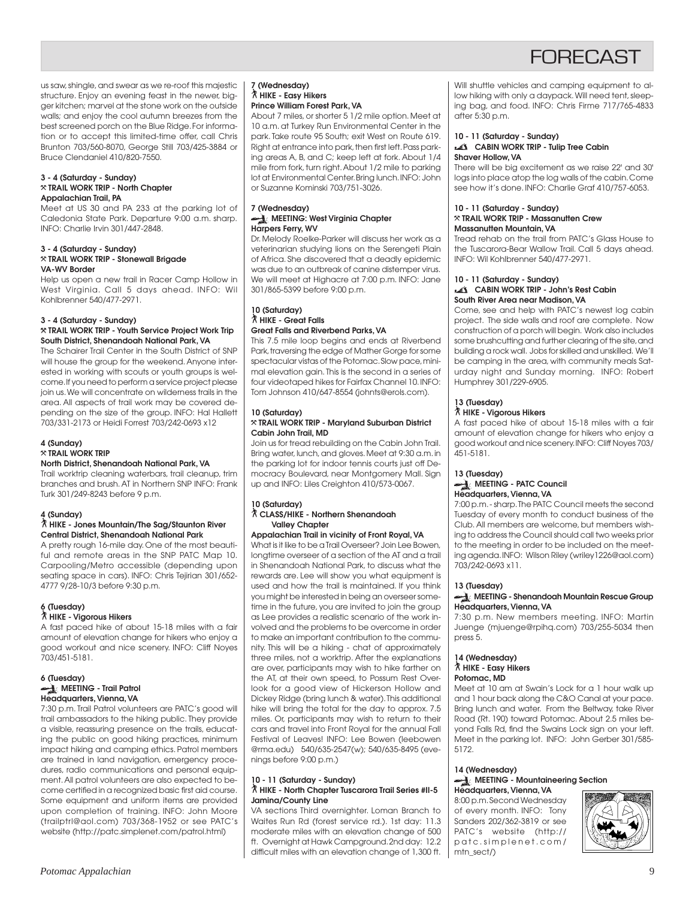us saw, shingle, and swear as we re-roof this majestic structure. Enjoy an evening feast in the newer, bigger kitchen; marvel at the stone work on the outside walls; and enjoy the cool autumn breezes from the best screened porch on the Blue Ridge. For information or to accept this limited-time offer, call Chris Brunton 703/560-8070, George Still 703/425-3884 or Bruce Clendaniel 410/820-7550.

**3 - 4 (Saturday - Sunday)**
**TRAIL WORK TRIP - North Chapter**
**Appalachian Trail, PA**

Meet at US 30 and PA 233 at the parking lot of Caledonia State Park. Departure 9:00 a.m. sharp. INFO: Charlie Irvin 301/447-2848.

**3 - 4 (Saturday - Sunday)**
**TRAIL WORK TRIP - Stonewall Brigade**
**VA-WV Border**

Help us open a new trail in Racer Camp Hollow in West Virginia. Call 5 days ahead. INFO: Wil Kohlbrenner 540/477-2971.

**3 - 4 (Saturday - Sunday)**
**TRAIL WORK TRIP - Youth Service Project Work Trip**
**South District, Shenandoah National Park, VA**

The Schairer Trail Center in the South District of SNP will house the group for the weekend. Anyone interested in working with scouts or youth groups is welcome. If you need to perform a service project please join us. We will concentrate on wilderness trails in the area. All aspects of trail work may be covered depending on the size of the group. INFO: Hal Hallett 703/331-2173 or Heidi Forrest 703/242-0693 x12

**4 (Sunday)**
**TRAIL WORK TRIP**
**North District, Shenandoah National Park, VA**

Trail worktrip cleaning waterbars, trail cleanup, trim branches and brush. AT in Northern SNP INFO: Frank Turk 301/249-8243 before 9 p.m.

**4 (Sunday)**
**HIKE - Jones Mountain/The Sag/Staunton River**
**Central District, Shenandoah National Park**

A pretty rough 16-mile day. One of the most beautiful and remote areas in the SNP PATC Map 10. Carpooling/Metro accessible (depending upon seating space in cars). INFO: Chris Tejirian 301/652-4777 9/28-10/3 before 9:30 p.m.

**6 (Tuesday)**
**HIKE - Vigorous Hikers**

A fast paced hike of about 15-18 miles with a fair amount of elevation change for hikers who enjoy a good workout and nice scenery. INFO: Cliff Noyes 703/451-5181.

**6 (Tuesday)**
**MEETING - Trail Patrol**
**Headquarters, Vienna, VA**

7:30 p.m. Trail Patrol volunteers are PATC's good will trail ambassadors to the hiking public. They provide a visible, reassuring presence on the trails, educating the public on good hiking practices, minimum impact hiking and camping ethics. Patrol members are trained in land navigation, emergency procedures, radio communications and personal equipment. All patrol volunteers are also expected to become certified in a recognized basic first aid course. Some equipment and uniform items are provided upon completion of training. INFO: John Moore (trailptrl@aol.com) 703/368-1952 or see PATC's website (http://patc.simplenet.com/patrol.html)

**7 (Wednesday)**
**HIKE - Easy Hikers**
**Prince William Forest Park, VA**

About 7 miles, or shorter 5 1/2 mile option. Meet at 10 a.m. at Turkey Run Environmental Center in the park. Take route 95 South; exit West on Route 619. Right at entrance into park, then first left. Pass parking areas A, B, and C; keep left at fork. About 1/4 mile from fork, turn right. About 1/2 mile to parking lot at Environmental Center. Bring lunch. INFO: John or Suzanne Kominski 703/751-3026.

**7 (Wednesday)**
**MEETING: West Virginia Chapter**
**Harpers Ferry, WV**

Dr. Melody Roelke-Parker will discuss her work as a veterinarian studying lions on the Serengeti Plain of Africa. She discovered that a deadly epidemic was due to an outbreak of canine distemper virus. We will meet at Highacre at 7:00 p.m. INFO: Jane 301/865-5399 before 9:00 p.m.

**10 (Saturday)**
**HIKE - Great Falls**
**Great Falls and Riverbend Parks, VA**

This 7.5 mile loop begins and ends at Riverbend Park, traversing the edge of Mather Gorge for some spectacular vistas of the Potomac. Slow pace, minimal elevation gain. This is the second in a series of four videotaped hikes for Fairfax Channel 10. INFO: Tom Johnson 410/647-8554 (johnts@erols.com).

**10 (Saturday)**
**TRAIL WORK TRIP - Maryland Suburban District**
**Cabin John Trail, MD**

Join us for tread rebuilding on the Cabin John Trail. Bring water, lunch, and gloves. Meet at 9:30 a.m. in the parking lot for indoor tennis courts just off Democracy Boulevard, near Montgomery Mall. Sign up and INFO: Liles Creighton 410/573-0067.

**10 (Saturday)**
**CLASS/HIKE - Northern Shenandoah Valley Chapter**
**Appalachian Trail in vicinity of Front Royal, VA**

What is it like to be a Trail Overseer? Join Lee Bowen, longtime overseer of a section of the AT and a trail in Shenandoah National Park, to discuss what the rewards are. Lee will show you what equipment is used and how the trail is maintained. If you think you might be interested in being an overseer sometime in the future, you are invited to join the group as Lee provides a realistic scenario of the work involved and the problems to be overcome in order to make an important contribution to the community. This will be a hiking - chat of approximately three miles, not a worktrip. After the explanations are over, participants may wish to hike farther on the AT, at their own speed, to Possum Rest Overlook for a good view of Hickerson Hollow and Dickey Ridge (bring lunch & water). This additional hike will bring the total for the day to approx. 7.5 miles. Or, participants may wish to return to their cars and travel into Front Royal for the annual Fall Festival of Leaves! INFO: Lee Bowen (leebowen @rma.edu) 540/635-2547(w); 540/635-8495 (evenings before 9:00 p.m.)

**10 - 11 (Saturday - Sunday)**
**HIKE - North Chapter Tuscarora Trail Series #II-5**
**Jamina/County Line**

VA sections Third overnighter. Loman Branch to Waites Run Rd (forest service rd.). 1st day: 11.3 moderate miles with an elevation change of 500 ft. Overnight at Hawk Campground. 2nd day: 12.2 difficult miles with an elevation change of 1,300 ft. Will shuttle vehicles and camping equipment to allow hiking with only a daypack. Will need tent, sleeping bag, and food. INFO: Chris Firme 717/765-4833 after 5:30 p.m.

**10 - 11 (Saturday - Sunday)**
**CABIN WORK TRIP - Tulip Tree Cabin**
**Shaver Hollow, VA**

There will be big excitement as we raise 22' and 30' logs into place atop the log walls of the cabin. Come see how it's done. INFO: Charlie Graf 410/757-6053.

**10 - 11 (Saturday - Sunday)**
**TRAIL WORK TRIP - Massanutten Crew**
**Massanutten Mountain, VA**

Tread rehab on the trail from PATC's Glass House to the Tuscarora-Bear Wallow Trail. Call 5 days ahead. INFO: Wil Kohlbrenner 540/477-2971.

**10 - 11 (Saturday - Sunday)**
**CABIN WORK TRIP - John's Rest Cabin**
**South River Area near Madison, VA**

Come, see and help with PATC's newest log cabin project. The side walls and roof are complete. Now construction of a porch will begin. Work also includes some brushcutting and further clearing of the site, and building a rock wall. Jobs for skilled and unskilled. We'll be camping in the area, with community meals Saturday night and Sunday morning. INFO: Robert Humphrey 301/229-6905.

**13 (Tuesday)**
**HIKE - Vigorous Hikers**

A fast paced hike of about 15-18 miles with a fair amount of elevation change for hikers who enjoy a good workout and nice scenery. INFO: Cliff Noyes 703/451-5181.

**13 (Tuesday)**
**MEETING - PATC Council**
**Headquarters, Vienna, VA**

7:00 p.m. - sharp. The PATC Council meets the second Tuesday of every month to conduct business of the Club. All members are welcome, but members wishing to address the Council should call two weeks prior to the meeting in order to be included on the meeting agenda. INFO: Wilson Riley (wriley1226@aol.com) 703/242-0693 x11.

**13 (Tuesday)**
**MEETING - Shenandoah Mountain Rescue Group**
**Headquarters, Vienna, VA**

7:30 p.m. New members meeting. INFO: Martin Juenge (mjuenge@rpihq.com) 703/255-5034 then press 5.

**14 (Wednesday)**
**HIKE - Easy Hikers**
**Potomac, MD**

Meet at 10 am at Swain's Lock for a 1 hour walk up and 1 hour back along the C&O Canal at your pace. Bring lunch and water. From the Beltway, take River Road (Rt. 190) toward Potomac. About 2.5 miles beyond Falls Rd, find the Swains Lock sign on your left. Meet in the parking lot. INFO: John Gerber 301/585-5172.

**14 (Wednesday)**
**MEETING - Mountaineering Section**
**Headquarters, Vienna, VA**

8:00 p.m. Second Wednesday of every month. INFO: Tony Sanders 202/362-3819 or see PATC's website (http://patc.simplenet.com/mtn_sect/)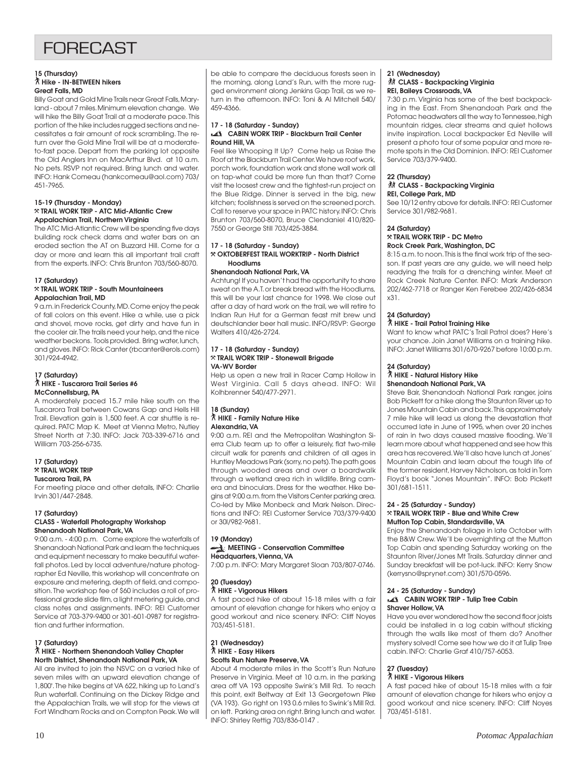# FORECAST

**15 (Thursday)**
**HIKE - IN-BETWEEN hikers**
**Great Falls, MD**

Billy Goat and Gold Mine Trails near Great Falls, Maryland - about 7 miles. Minimum elevation change. We will hike the Billy Goat Trail at a moderate pace. This portion of the hike includes rugged sections and necessitates a fair amount of rock scrambling. The return over the Gold Mine Trail will be at a moderate-to-fast pace. Depart from the parking lot opposite the Old Anglers Inn on MacArthur Blvd. at 10 a.m. No pets. RSVP not required. Bring lunch and water. INFO: Hank Comeau (hankcomeau@aol.com) 703/451-7965.

**15-19 (Thursday - Monday)**
**TRAIL WORK TRIP - ATC Mid-Atlantic Crew**
**Appalachian Trail, Northern Virginia**

The ATC Mid-Atlantic Crew will be spending five days building rock check dams and water bars on an eroded section the AT on Buzzard Hill. Come for a day or more and learn this all important trail craft from the experts. INFO: Chris Brunton 703/560-8070.

**17 (Saturday)**
**TRAIL WORK TRIP - South Mountaineers**
**Appalachian Trail, MD**

9 a.m. in Frederick County, MD. Come enjoy the peak of fall colors on this event. Hike a while, use a pick and shovel, move rocks, get dirty and have fun in the cooler air. The trails need your help, and the nice weather beckons. Tools provided. Bring water, lunch, and gloves. INFO: Rick Canter (rbcanter@erols.com) 301/924-4942.

**17 (Saturday)**
**HIKE - Tuscarora Trail Series #6**
**McConnellsburg, PA**

A moderately paced 15.7 mile hike south on the Tuscarora Trail between Cowans Gap and Hells Hill Trail. Elevation gain is 1,500 feet. A car shuttle is required. PATC Map K. Meet at Vienna Metro, Nutley Street North at 7:30. INFO: Jack 703-339-6716 and William 703-256-6735.

**17 (Saturday)**
**TRAIL WORK TRIP**
**Tuscarora Trail, PA**

For meeting place and other details, INFO: Charlie Irvin 301/447-2848.

**17 (Saturday)**
**CLASS - Waterfall Photography Workshop**
**Shenandoah National Park, VA**

9:00 a.m. - 4:00 p.m. Come explore the waterfalls of Shenandoah National Park and learn the techniques and equipment necessary to make beautiful waterfall photos. Led by local adventure/nature photographer Ed Neville, this workshop will concentrate on exposure and metering, depth of field, and composition. The workshop fee of $60 includes a roll of professional grade slide film, a light metering guide, and class notes and assignments. INFO: REI Customer Service at 703-379-9400 or 301-601-0987 for registration and further information.

**17 (Saturday)**
**HIKE - Northern Shenandoah Valley Chapter**
**North District, Shenandoah National Park, VA**

All are invited to join the NSVC on a varied hike of seven miles with an upward elevation change of 1,800'. The hike begins at VA 622, hiking up to Land's Run waterfall. Continuing on the Dickey Ridge and the Appalachian Trails, we will stop for the views at Fort Windham Rocks and on Compton Peak. We will be able to compare the deciduous forests seen in the morning, along Land's Run, with the more rugged environment along Jenkins Gap Trail, as we return in the afternoon. INFO: Toni & Al Mitchell 540/459-4366.

**17 - 18 (Saturday - Sunday)**
**CABIN WORK TRIP - Blackburn Trail Center**
**Round Hill, VA**

Feel like Whooping It Up? Come help us Raise the Roof at the Blackburn Trail Center. We have roof work, porch work, foundation work and stone wall work all on tap-what could be more fun than that? Come visit the loosest crew and the tightest-run project on the Blue Ridge. Dinner is served in the big, new kitchen; foolishness is served on the screened porch. Call to reserve your space in PATC history. INFO: Chris Brunton 703/560-8070, Bruce Clendaniel 410/820-7550 or George Still 703/425-3884.

**17 - 18 (Saturday - Sunday)**
**OKTOBERFEST TRAIL WORKTRIP - North District Hoodlums**
**Shenandoah National Park, VA**

Achtung! If you haven't had the opportunity to share sweat on the A.T. or break bread with the Hoodlums, this will be your last chance for 1998. We close out after a day of hard work on the trail, we will retire to Indian Run Hut for a German feast mit brew und deutschlander beer hall music. INFO/RSVP: George Walters 410/426-2724.

**17 - 18 (Saturday - Sunday)**
**TRAIL WORK TRIP - Stonewall Brigade**
**VA-WV Border**

Help us open a new trail in Racer Camp Hollow in West Virginia. Call 5 days ahead. INFO: Wil Kolhbrenner 540/477-2971.

**18 (Sunday)**
**HIKE - Family Nature Hike**
**Alexandria, VA**

9:00 a.m. REI and the Metropolitan Washington Sierra Club team up to offer a leisurely, flat two-mile circuit walk for parents and children of all ages in Huntley Meadows Park (sorry, no pets). The path goes through wooded areas and over a boardwalk through a wetland area rich in wildlife. Bring camera and binoculars. Dress for the weather. Hike begins at 9:00 a.m. from the Visitors Center parking area. Co-led by Mike Monbeck and Mark Nelson. Directions and INFO: REI Customer Service 703/379-9400 or 30l/982-9681.

**19 (Monday)**
**MEETING - Conservation Committee**
**Headquarters, Vienna, VA**

7:00 p.m. INFO: Mary Margaret Sloan 703/807-0746.

**20 (Tuesday)**
**HIKE - Vigorous Hikers**

A fast paced hike of about 15-18 miles with a fair amount of elevation change for hikers who enjoy a good workout and nice scenery. INFO: Cliff Noyes 703/451-5181.

**21 (Wednesday)**
**HIKE - Easy Hikers**
**Scotts Run Nature Preserve, VA**

About 4 moderate miles in the Scott's Run Nature Preserve in Virginia. Meet at 10 a.m. in the parking area off VA 193 opposite Swink's Mill Rd. To reach this point, exit Beltway at Exit 13 Georgetown Pike (VA 193). Go right on 193 0.6 miles to Swink's Mill Rd. on left. Parking area on right. Bring lunch and water. INFO: Shirley Rettig 703/836-0147 .

**21 (Wednesday)**
**CLASS - Backpacking Virginia**
**REI, Baileys Crossroads, VA**

7:30 p.m. Virginia has some of the best backpacking in the East. From Shenandoah Park and the Potomac headwaters all the way to Tennessee, high mountain ridges, clear streams and quiet hollows invite inspiration. Local backpacker Ed Neville will present a photo tour of some popular and more remote spots in the Old Dominion. INFO: REI Customer Service 703/379-9400.

**22 (Thursday)**
**CLASS - Backpacking Virginia**
**REI, College Park, MD**

See 10/12 entry above for details. INFO: REI Customer Service 301/982-9681.

**24 (Saturday)**
**TRAIL WORK TRIP - DC Metro**
**Rock Creek Park, Washington, DC**

8:15 a.m. to noon. This is the final work trip of the season. If past years are any guide, we will need help readying the trails for a drenching winter. Meet at Rock Creek Nature Center. INFO: Mark Anderson 202/462-7718 or Ranger Ken Ferebee 202/426-6834 x31.

**24 (Saturday)**
**HIKE - Trail Patrol Training Hike**

Want to know what PATC's Trail Patrol does? Here's your chance. Join Janet Williams on a training hike. INFO: Janet Williams 301/670-9267 before 10:00 p.m.

**24 (Saturday)**
**HIKE - Natural History Hike**
**Shenandoah National Park, VA**

Steve Bair, Shenandoah National Park ranger, joins Bob Pickett for a hike along the Staunton River up to Jones Mountain Cabin and back. This approximately 7 mile hike will lead us along the devastation that occurred late in June of 1995, when over 20 inches of rain in two days caused massive flooding. We'll learn more about what happened and see how this area has recovered. We'll also have lunch at Jones' Mountain Cabin and learn about the tough life of the former resident, Harvey Nicholson, as told in Tom Floyd's book "Jones Mountain". INFO: Bob Pickett 301/681-1511.

**24 - 25 (Saturday - Sunday)**
**TRAIL WORK TRIP - Blue and White Crew**
**Mutton Top Cabin, Standardsville, VA**

Enjoy the Shenandoah foliage in late October with the B&W Crew. We'll be overnighting at the Mutton Top Cabin and spending Saturday working on the Staunton River/Jones Mt Trails. Saturday dinner and Sunday breakfast will be pot-luck. INFO: Kerry Snow (kerrysno@sprynet.com) 301/570-0596.

**24 - 25 (Saturday - Sunday)**
**CABIN WORK TRIP - Tulip Tree Cabin**
**Shaver Hollow, VA**

Have you ever wondered how the second floor joists could be installed in a log cabin without sticking through the walls like most of them do? Another mystery solved! Come see how we do it at Tulip Tree cabin. INFO: Charlie Graf 410/757-6053.

**27 (Tuesday)**
**HIKE - Vigorous Hikers**

A fast paced hike of about 15-18 miles with a fair amount of elevation change for hikers who enjoy a good workout and nice scenery. INFO: Cliff Noyes 703/451-5181.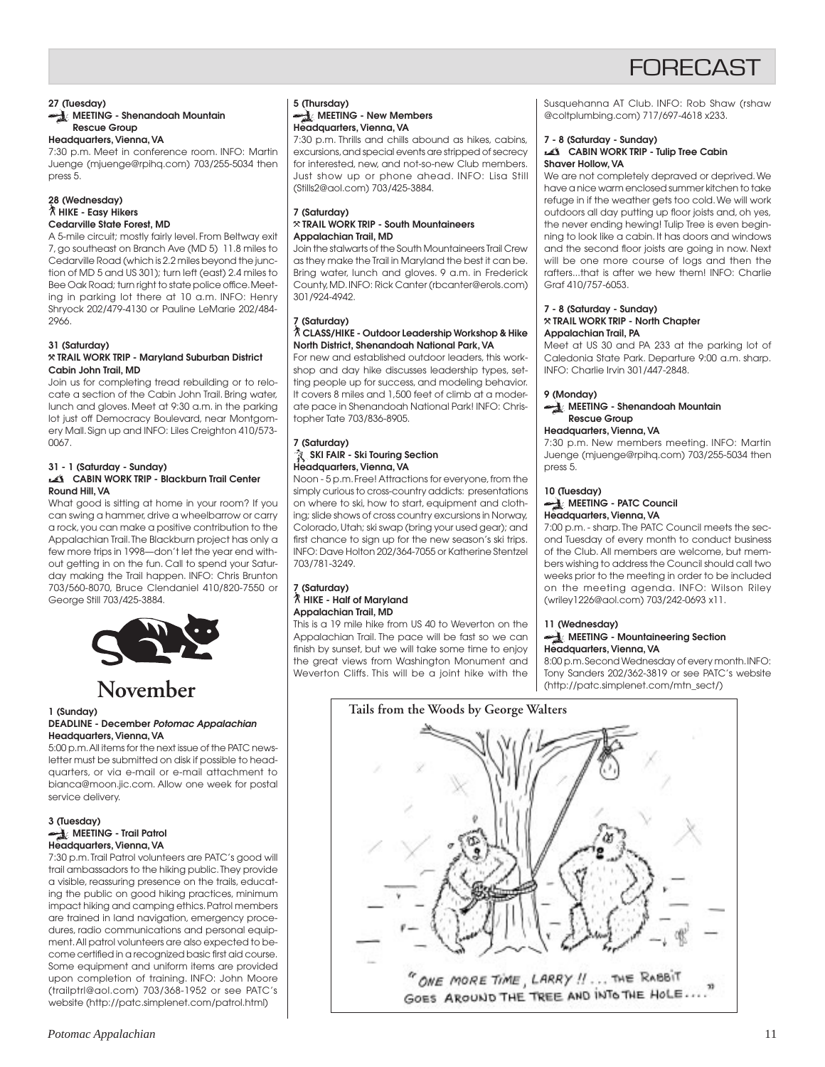# FORECAST

**27 (Tuesday)**
**MEETING - Shenandoah Mountain Rescue Group**
**Headquarters, Vienna, VA**
7:30 p.m. Meet in conference room. INFO: Martin Juenge (mjuenge@rpihq.com) 703/255-5034 then press 5.

**28 (Wednesday)**
**HIKE - Easy Hikers**
**Cedarville State Forest, MD**
A 5-mile circuit; mostly fairly level. From Beltway exit 7, go southeast on Branch Ave (MD 5) 11.8 miles to Cedarville Road (which is 2.2 miles beyond the junction of MD 5 and US 301); turn left (east) 2.4 miles to Bee Oak Road; turn right to state police office. Meeting in parking lot there at 10 a.m. INFO: Henry Shryock 202/479-4130 or Pauline LeMarie 202/484-2966.

**31 (Saturday)**
**TRAIL WORK TRIP - Maryland Suburban District**
**Cabin John Trail, MD**
Join us for completing tread rebuilding or to relocate a section of the Cabin John Trail. Bring water, lunch and gloves. Meet at 9:30 a.m. in the parking lot just off Democracy Boulevard, near Montgomery Mall. Sign up and INFO: Liles Creighton 410/573-0067.

**31 - 1 (Saturday - Sunday)**
**CABIN WORK TRIP - Blackburn Trail Center**
**Round Hill, VA**
What good is sitting at home in your room? If you can swing a hammer, drive a wheelbarrow or carry a rock, you can make a positive contribution to the Appalachian Trail. The Blackburn project has only a few more trips in 1998—don't let the year end without getting in on the fun. Call to spend your Saturday making the Trail happen. INFO: Chris Brunton 703/560-8070, Bruce Clendaniel 410/820-7550 or George Still 703/425-3884.

## November

**1 (Sunday)**
**DEADLINE - December *Potomac Appalachian***
**Headquarters, Vienna, VA**
5:00 p.m. All items for the next issue of the PATC newsletter must be submitted on disk if possible to headquarters, or via e-mail or e-mail attachment to bianca@moon.jic.com. Allow one week for postal service delivery.

**3 (Tuesday)**
**MEETING - Trail Patrol**
**Headquarters, Vienna, VA**
7:30 p.m. Trail Patrol volunteers are PATC's good will trail ambassadors to the hiking public. They provide a visible, reassuring presence on the trails, educating the public on good hiking practices, minimum impact hiking and camping ethics. Patrol members are trained in land navigation, emergency procedures, radio communications and personal equipment. All patrol volunteers are also expected to become certified in a recognized basic first aid course. Some equipment and uniform items are provided upon completion of training. INFO: John Moore (trailptrl@aol.com) 703/368-1952 or see PATC's website (http://patc.simplenet.com/patrol.html)

**5 (Thursday)**
**MEETING - New Members**
**Headquarters, Vienna, VA**
7:30 p.m. Thrills and chills abound as hikes, cabins, excursions, and special events are stripped of secrecy for interested, new, and not-so-new Club members. Just show up or phone ahead. INFO: Lisa Still (Stills2@aol.com) 703/425-3884.

**7 (Saturday)**
**TRAIL WORK TRIP - South Mountaineers**
**Appalachian Trail, MD**
Join the stalwarts of the South Mountaineers Trail Crew as they make the Trail in Maryland the best it can be. Bring water, lunch and gloves. 9 a.m. in Frederick County, MD. INFO: Rick Canter (rbcanter@erols.com) 301/924-4942.

**7 (Saturday)**
**CLASS/HIKE - Outdoor Leadership Workshop & Hike**
**North District, Shenandoah National Park, VA**
For new and established outdoor leaders, this workshop and day hike discusses leadership types, setting people up for success, and modeling behavior. It covers 8 miles and 1,500 feet of climb at a moderate pace in Shenandoah National Park! INFO: Christopher Tate 703/836-8905.

**7 (Saturday)**
**SKI FAIR - Ski Touring Section**
**Headquarters, Vienna, VA**
Noon - 5 p.m. Free! Attractions for everyone, from the simply curious to cross-country addicts: presentations on where to ski, how to start, equipment and clothing; slide shows of cross country excursions in Norway, Colorado, Utah; ski swap (bring your used gear); and first chance to sign up for the new season's ski trips. INFO: Dave Holton 202/364-7055 or Katherine Stentzel 703/781-3249.

**7 (Saturday)**
**HIKE - Half of Maryland**
**Appalachian Trail, MD**
This is a 19 mile hike from US 40 to Weverton on the Appalachian Trail. The pace will be fast so we can finish by sunset, but we will take some time to enjoy the great views from Washington Monument and Weverton Cliffs. This will be a joint hike with the Susquehanna AT Club. INFO: Rob Shaw (rshaw @coltplumbing.com) 717/697-4618 x233.

**7 - 8 (Saturday - Sunday)**
**CABIN WORK TRIP - Tulip Tree Cabin**
**Shaver Hollow, VA**
We are not completely depraved or deprived. We have a nice warm enclosed summer kitchen to take refuge in if the weather gets too cold. We will work outdoors all day putting up floor joists and, oh yes, the never ending hewing! Tulip Tree is even beginning to look like a cabin. It has doors and windows and the second floor joists are going in now. Next will be one more course of logs and then the rafters...that is after we hew them! INFO: Charlie Graf 410/757-6053.

**7 - 8 (Saturday - Sunday)**
**TRAIL WORK TRIP - North Chapter**
**Appalachian Trail, PA**
Meet at US 30 and PA 233 at the parking lot of Caledonia State Park. Departure 9:00 a.m. sharp. INFO: Charlie Irvin 301/447-2848.

**9 (Monday)**
**MEETING - Shenandoah Mountain Rescue Group**
**Headquarters, Vienna, VA**
7:30 p.m. New members meeting. INFO: Martin Juenge (mjuenge@rpihq.com) 703/255-5034 then press 5.

**10 (Tuesday)**
**MEETING - PATC Council**
**Headquarters, Vienna, VA**
7:00 p.m. - sharp. The PATC Council meets the second Tuesday of every month to conduct business of the Club. All members are welcome, but members wishing to address the Council should call two weeks prior to the meeting in order to be included on the meeting agenda. INFO: Wilson Riley (wriley1226@aol.com) 703/242-0693 x11.

**11 (Wednesday)**
**MEETING - Mountaineering Section**
**Headquarters, Vienna, VA**
8:00 p.m. Second Wednesday of every month. INFO: Tony Sanders 202/362-3819 or see PATC's website (http://patc.simplenet.com/mtn_sect/)

**Tails from the Woods by George Walters**

"ONE MORE TIME, LARRY !! ... THE RABBIT GOES AROUND THE TREE AND INTO THE HOLE...."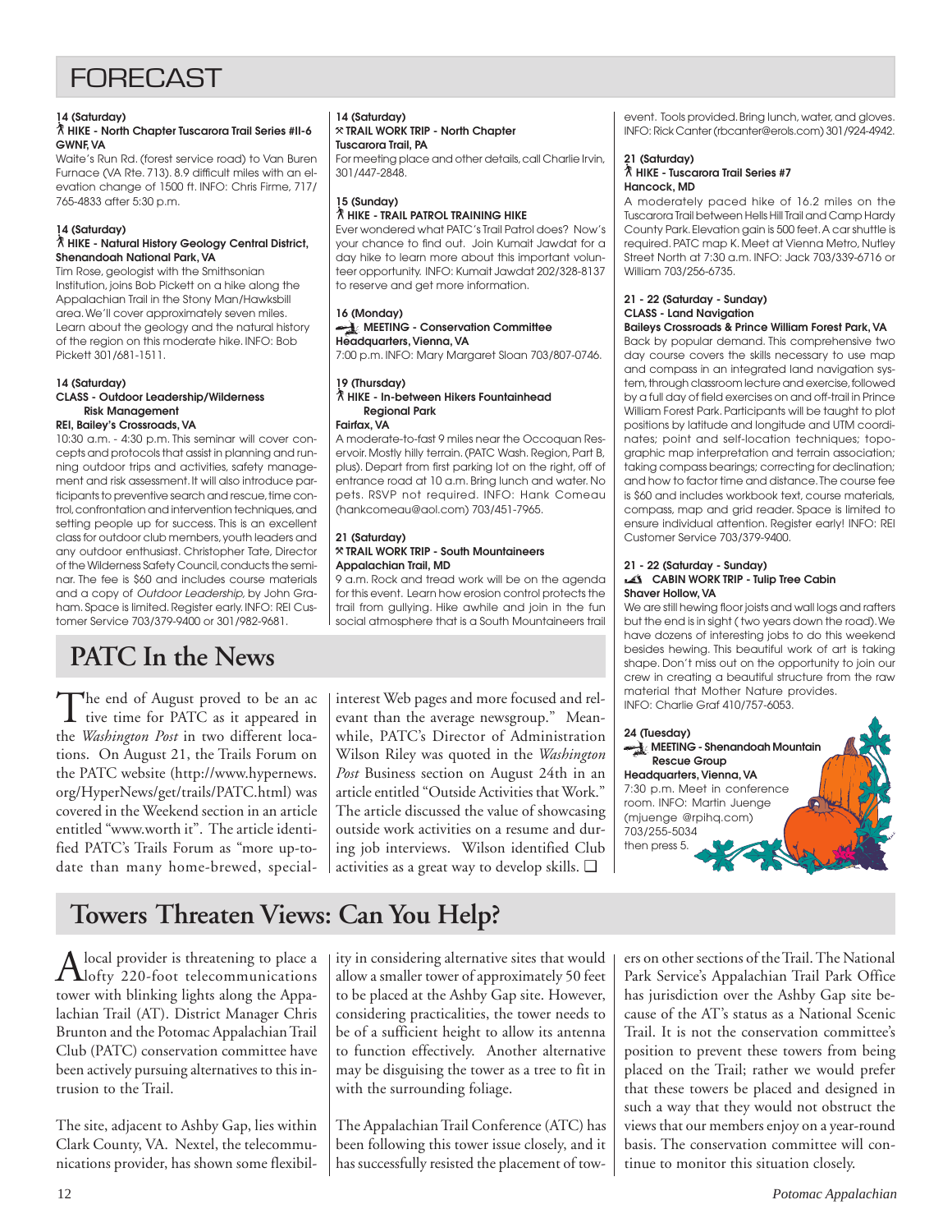# FORECAST

**14 (Saturday)**
**HIKE - North Chapter Tuscarora Trail Series #II-6**
**GWNF, VA**
Waite's Run Rd. (forest service road) to Van Buren Furnace (VA Rte. 713). 8.9 difficult miles with an elevation change of 1500 ft. INFO: Chris Firme, 717/765-4833 after 5:30 p.m.

**14 (Saturday)**
**HIKE - Natural History Geology Central District, Shenandoah National Park, VA**
Tim Rose, geologist with the Smithsonian Institution, joins Bob Pickett on a hike along the Appalachian Trail in the Stony Man/Hawksbill area. We'll cover approximately seven miles. Learn about the geology and the natural history of the region on this moderate hike. INFO: Bob Pickett 301/681-1511.

**14 (Saturday)**
**CLASS - Outdoor Leadership/Wilderness Risk Management**
**REI, Bailey's Crossroads, VA**
10:30 a.m. - 4:30 p.m. This seminar will cover concepts and protocols that assist in planning and running outdoor trips and activities, safety management and risk assessment. It will also introduce participants to preventive search and rescue, time control, confrontation and intervention techniques, and setting people up for success. This is an excellent class for outdoor club members, youth leaders and any outdoor enthusiast. Christopher Tate, Director of the Wilderness Safety Council, conducts the seminar. The fee is $60 and includes course materials and a copy of *Outdoor Leadership*, by John Graham. Space is limited. Register early. INFO: REI Customer Service 703/379-9400 or 301/982-9681.

**14 (Saturday)**
**TRAIL WORK TRIP - North Chapter**
**Tuscarora Trail, PA**
For meeting place and other details, call Charlie Irvin, 301/447-2848.

**15 (Sunday)**
**HIKE - TRAIL PATROL TRAINING HIKE**
Ever wondered what PATC's Trail Patrol does? Now's your chance to find out. Join Kumait Jawdat for a day hike to learn more about this important volunteer opportunity. INFO: Kumait Jawdat 202/328-8137 to reserve and get more information.

**16 (Monday)**
**MEETING - Conservation Committee**
**Headquarters, Vienna, VA**
7:00 p.m. INFO: Mary Margaret Sloan 703/807-0746.

**19 (Thursday)**
**HIKE - In-between Hikers Fountainhead Regional Park**
**Fairfax, VA**
A moderate-to-fast 9 miles near the Occoquan Reservoir. Mostly hilly terrain. (PATC Wash. Region, Part B, plus). Depart from first parking lot on the right, off of entrance road at 10 a.m. Bring lunch and water. No pets. RSVP not required. INFO: Hank Comeau (hankcomeau@aol.com) 703/451-7965.

**21 (Saturday)**
**TRAIL WORK TRIP - South Mountaineers**
**Appalachian Trail, MD**
9 a.m. Rock and tread work will be on the agenda for this event. Learn how erosion control protects the trail from gullying. Hike awhile and join in the fun social atmosphere that is a South Mountaineers trail event. Tools provided. Bring lunch, water, and gloves. INFO: Rick Canter (rbcanter@erols.com) 301/924-4942.

**21 (Saturday)**
**HIKE - Tuscarora Trail Series #7**
**Hancock, MD**
A moderately paced hike of 16.2 miles on the Tuscarora Trail between Hells Hill Trail and Camp Hardy County Park. Elevation gain is 500 feet. A car shuttle is required. PATC map K. Meet at Vienna Metro, Nutley Street North at 7:30 a.m. INFO: Jack 703/339-6716 or William 703/256-6735.

**21 - 22 (Saturday - Sunday)**
**CLASS - Land Navigation**
**Baileys Crossroads & Prince William Forest Park, VA**
Back by popular demand. This comprehensive two day course covers the skills necessary to use map and compass in an integrated land navigation system, through classroom lecture and exercise, followed by a full day of field exercises on and off-trail in Prince William Forest Park. Participants will be taught to plot positions by latitude and longitude and UTM coordinates; point and self-location techniques; topographic map interpretation and terrain association; taking compass bearings; correcting for declination; and how to factor time and distance. The course fee is $60 and includes workbook text, course materials, compass, map and grid reader. Space is limited to ensure individual attention. Register early! INFO: REI Customer Service 703/379-9400.

**21 - 22 (Saturday - Sunday)**
**CABIN WORK TRIP - Tulip Tree Cabin**
**Shaver Hollow, VA**
We are still hewing floor joists and wall logs and rafters but the end is in sight ( two years down the road). We have dozens of interesting jobs to do this weekend besides hewing. This beautiful work of art is taking shape. Don't miss out on the opportunity to join our crew in creating a beautiful structure from the raw material that Mother Nature provides. INFO: Charlie Graf 410/757-6053.

**24 (Tuesday)**
**MEETING - Shenandoah Mountain Rescue Group**
**Headquarters, Vienna, VA**
7:30 p.m. Meet in conference room. INFO: Martin Juenge (mjuenge @rpihq.com) 703/255-5034 then press 5.

## PATC In the News

The end of August proved to be an active time for PATC as it appeared in the *Washington Post* in two different locations. On August 21, the Trails Forum on the PATC website (http://www.hypernews.org/HyperNews/get/trails/PATC.html) was covered in the Weekend section in an article entitled "www.worth it". The article identified PATC's Trails Forum as "more up-to-date than many home-brewed, special-interest Web pages and more focused and relevant than the average newsgroup." Meanwhile, PATC's Director of Administration Wilson Riley was quoted in the *Washington Post* Business section on August 24th in an article entitled "Outside Activities that Work." The article discussed the value of showcasing outside work activities on a resume and during job interviews. Wilson identified Club activities as a great way to develop skills. ❑

## Towers Threaten Views: Can You Help?

A local provider is threatening to place a lofty 220-foot telecommunications tower with blinking lights along the Appalachian Trail (AT). District Manager Chris Brunton and the Potomac Appalachian Trail Club (PATC) conservation committee have been actively pursuing alternatives to this intrusion to the Trail.

The site, adjacent to Ashby Gap, lies within Clark County, VA. Nextel, the telecommunications provider, has shown some flexibility in considering alternative sites that would allow a smaller tower of approximately 50 feet to be placed at the Ashby Gap site. However, considering practicalities, the tower needs to be of a sufficient height to allow its antenna to function effectively. Another alternative may be disguising the tower as a tree to fit in with the surrounding foliage.

The Appalachian Trail Conference (ATC) has been following this tower issue closely, and it has successfully resisted the placement of towers on other sections of the Trail. The National Park Service's Appalachian Trail Park Office has jurisdiction over the Ashby Gap site because of the AT's status as a National Scenic Trail. It is not the conservation committee's position to prevent these towers from being placed on the Trail; rather we would prefer that these towers be placed and designed in such a way that they would not obstruct the views that our members enjoy on a year-round basis. The conservation committee will continue to monitor this situation closely.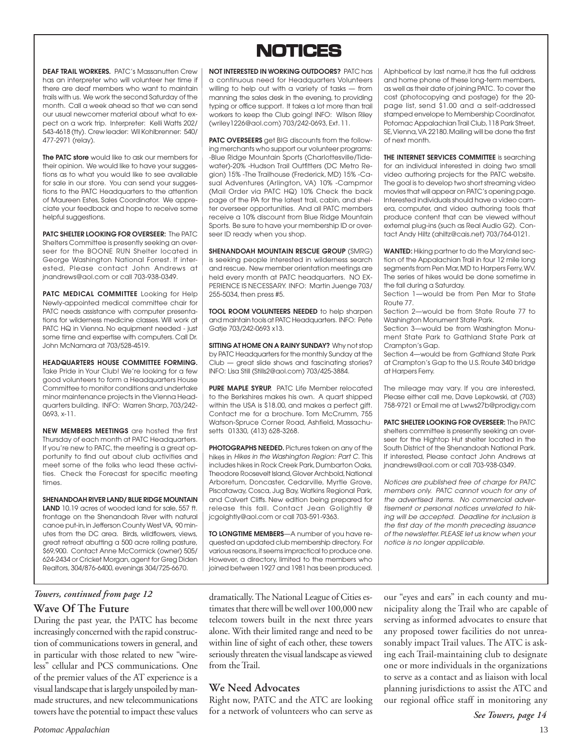# NOTICES

**DEAF TRAIL WORKERS.** PATC's Massanutten Crew has an interpreter who will volunteer her time if there are deaf members who want to maintain trails with us. We work the second Saturday of the month. Call a week ahead so that we can send our usual newcomer material about what to expect on a work trip. Interpreter: Kelli Watts 202/543-4618 (tty). Crew leader: Wil Kohlbrenner: 540/477-2971 (relay).

**The PATC store** would like to ask our members for their opinion. We would like to have your suggestions as to what you would like to see available for sale in our store. You can send your suggestions to the PATC Headquarters to the attention of Maureen Estes, Sales Coordinator. We appreciate your feedback and hope to receive some helpful suggestions.

**PATC SHELTER LOOKING FOR OVERSEER:** The PATC Shelters Committee is presently seeking an overseer for the BOONE RUN Shelter located in George Washington National Forrest. If interested, Please contact John Andrews at jnandrews@aol.com or call 703-938-0349.

**PATC MEDICAL COMMITTEE** Looking for Help Newly-appointed medical committee chair for PATC needs assistance with computer presentations for wilderness medicine classes. Will work at PATC HQ in Vienna. No equipment needed - just some time and expertise with computers. Call Dr. John McNamara at 703/528-4519.

**HEADQUARTERS HOUSE COMMITTEE FORMING.** Take Pride in Your Club! We're looking for a few good volunteers to form a Headquarters House Committee to monitor conditions and undertake minor maintenance projects in the Vienna Headquarters building. INFO: Warren Sharp, 703/242-0693, x-11.

**NEW MEMBERS MEETINGS** are hosted the first Thursday of each month at PATC Headquarters. If you're new to PATC, the meeting is a great opportunity to find out about club activities and meet some of the folks who lead these activities. Check the Forecast for specific meeting times.

**SHENANDOAH RIVER LAND/ BLUE RIDGE MOUNTAIN LAND** 10.19 acres of wooded land for sale, 557 ft. frontage on the Shenandoah River with natural canoe put-in, in Jefferson County West VA, 90 minutes from the DC area. Birds, wildflowers, views, great retreat abutting a 500 acre rolling pasture, $69,900. Contact Anne McCormick (owner) 505/624-2434 or Cricket Morgan, agent for Greg Diden Realtors, 304/876-6400, evenings 304/725-6670.

**NOT INTERESTED IN WORKING OUTDOORS?** PATC has a continuous need for Headquarters Volunteers willing to help out with a variety of tasks — from manning the sales desk in the evening, to providing typing or office support. It takes a lot more than trail workers to keep the Club going! INFO: Wilson Riley (wriley1226@aol.com) 703/242-0693, Ext. 11.

**PATC OVERSEERS** get BIG discounts from the following merchants who support our volunteer programs: -Blue Ridge Mountain Sports (Charlottesville/Tidewater)-20% -Hudson Trail Outfitters (DC Metro Region) 15% -The Trailhouse (Frederick, MD) 15% -Casual Adventures (Arlington, VA) 10% -Campmor (Mail Order via PATC HQ) 10% Check the back page of the PA for the latest trail, cabin, and shelter overseer opportunities. And all PATC members receive a 10% discount from Blue Ridge Mountain Sports. Be sure to have your membership ID or overseer ID ready when you shop.

**SHENANDOAH MOUNTAIN RESCUE GROUP** (SMRG) is seeking people interested in wilderness search and rescue. New member orientation meetings are held every month at PATC headquarters. NO EXPERIENCE IS NECESSARY. INFO: Martin Juenge 703/255-5034, then press #5.

**TOOL ROOM VOLUNTEERS NEEDED** to help sharpen and maintain tools at PATC Headquarters. INFO: Pete Gatje 703/242-0693 x13.

**SITTING AT HOME ON A RAINY SUNDAY?** Why not stop by PATC Headquarters for the monthly Sunday at the Club — great slide shows and fascinating stories? INFO: Lisa Still (Stills2@aol.com) 703/425-3884.

**PURE MAPLE SYRUP.** PATC Life Member relocated to the Berkshires makes his own. A quart shipped within the USA is $18.00, and makes a perfect gift. Contact me for a brochure. Tom McCrumm, 755 Watson-Spruce Corner Road, Ashfield, Massachusetts 01330, (413) 628-3268.

**PHOTOGRAPHS NEEDED.** Pictures taken on any of the hikes in *Hikes in the Washington Region: Part C*. This includes hikes in Rock Creek Park, Dumbarton Oaks, Theodore Roosevelt Island, Glover Archbold, National Arboretum, Doncaster, Cedarville, Myrtle Grove, Piscataway, Cosca, Jug Bay, Watkins Regional Park, and Calvert Cliffs. New edition being prepared for release this fall. Contact Jean Golightly @ jcgolghtly@aol.com or call 703-591-9363.

**TO LONGTIME MEMBERS**—A number of you have requested an updated club membership directory. For various reasons, it seems impractical to produce one. However, a directory, limited to the members who joined between 1927 and 1981 has been produced. Alphbetical by last name,it has the full address and home phone of these long-term members, as well as their date of joining PATC. To cover the cost (photocopying and postage) for the 20-page list, send $1.00 and a self-addressed stamped envelope to Membership Coordinator, Potomac Appalachian Trail Club, 118 Park Street, SE, Vienna, VA 22180. Mailing will be done the first of next month.

**THE INTERNET SERVICES COMMITTEE** is searching for an individual interested in doing two small video authoring projects for the PATC website. The goal is to develop two short streaming video movies that will appear on PATC's opening page. Interested individuals should have a video camera, computer, and video authoring tools that produce content that can be viewed without external plug-ins (such as Real Audio G2). Contact Andy Hiltz (ahiltz@cais.net) 703/764-0121.

**WANTED:** Hiking partner to do the Maryland section of the Appalachian Trail in four 12 mile long segments from Pen Mar, MD to Harpers Ferry, WV. The series of hikes would be done sometime in the fall during a Saturday.

Section 1—would be from Pen Mar to State Route 77.

Section 2—would be from State Route 77 to Washington Monument State Park.

Section 3—would be from Washington Monument State Park to Gathland State Park at Crampton's Gap.

Section 4—would be from Gathland State Park at Crampton's Gap to the U.S. Route 340 bridge at Harpers Ferry.

The mileage may vary. If you are interested, Please either call me, Dave Lepkowski, at (703) 758-9721 or Email me at Lwws27b@prodigy.com

**PATC SHELTER LOOKING FOR OVERSEER:** The PATC shelters committee is presently seeking an overseer for the Hightop Hut shelter located in the South District of the Shenandoah National Park. If interested, Please contact John Andrews at jnandrews@aol.com or call 703-938-0349.

*Notices are published free of charge for PATC members only. PATC cannot vouch for any of the advertised items. No commercial advertisement or personal notices unrelated to hiking will be accepted. Deadline for inclusion is the first day of the month preceding issuance of the newsletter. PLEASE let us know when your notice is no longer applicable.*

---

***Towers, continued from page 12***

## Wave Of The Future

During the past year, the PATC has become increasingly concerned with the rapid construction of communications towers in general, and in particular with those related to new "wireless" cellular and PCS communications. One of the premier values of the AT experience is a visual landscape that is largely unspoiled by man-made structures, and new telecommunications towers have the potential to impact these values dramatically. The National League of Cities estimates that there will be well over 100,000 new telecom towers built in the next three years alone. With their limited range and need to be within line of sight of each other, these towers seriously threaten the visual landscape as viewed from the Trail.

## We Need Advocates

Right now, PATC and the ATC are looking for a network of volunteers who can serve as our "eyes and ears" in each county and municipality along the Trail who are capable of serving as informed advocates to ensure that any proposed tower facilities do not unreasonably impact Trail values. The ATC is asking each Trail-maintaining club to designate one or more individuals in the organizations to serve as a contact and as liaison with local planning jurisdictions to assist the ATC and our regional office staff in monitoring any

***See Towers, page 14***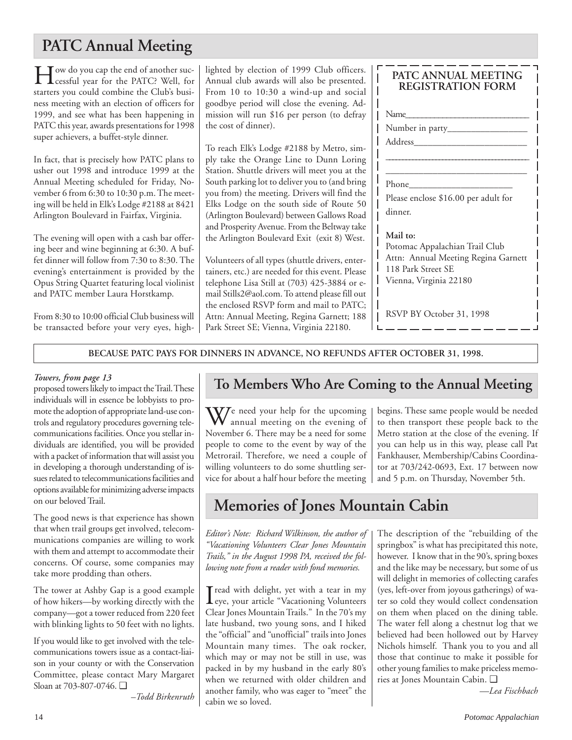## PATC Annual Meeting

How do you cap the end of another successful year for the PATC? Well, for starters you could combine the Club's business meeting with an election of officers for 1999, and see what has been happening in PATC this year, awards presentations for 1998 super achievers, a buffet-style dinner.

In fact, that is precisely how PATC plans to usher out 1998 and introduce 1999 at the Annual Meeting scheduled for Friday, November 6 from 6:30 to 10:30 p.m. The meeting will be held in Elk's Lodge #2188 at 8421 Arlington Boulevard in Fairfax, Virginia.

The evening will open with a cash bar offering beer and wine beginning at 6:30. A buffet dinner will follow from 7:30 to 8:30. The evening's entertainment is provided by the Opus String Quartet featuring local violinist and PATC member Laura Horstkamp.

From 8:30 to 10:00 official Club business will be transacted before your very eyes, highlighted by election of 1999 Club officers. Annual club awards will also be presented. From 10 to 10:30 a wind-up and social goodbye period will close the evening. Admission will run $16 per person (to defray the cost of dinner).

To reach Elk's Lodge #2188 by Metro, simply take the Orange Line to Dunn Loring Station. Shuttle drivers will meet you at the South parking lot to deliver you to (and bring you from) the meeting. Drivers will find the Elks Lodge on the south side of Route 50 (Arlington Boulevard) between Gallows Road and Prosperity Avenue. From the Beltway take the Arlington Boulevard Exit (exit 8) West.

Volunteers of all types (shuttle drivers, entertainers, etc.) are needed for this event. Please telephone Lisa Still at (703) 425-3884 or e-mail Stills2@aol.com. To attend please fill out the enclosed RSVP form and mail to PATC; Attn: Annual Meeting, Regina Garnett; 188 Park Street SE; Vienna, Virginia 22180.

**PATC ANNUAL MEETING REGISTRATION FORM**

Name\_\_\_\_\_\_\_\_\_\_\_\_\_\_\_\_\_\_\_\_\_\_\_\_\_\_\_\_

Number in party\_\_\_\_\_\_\_\_\_\_\_\_\_\_\_\_\_

Address\_\_\_\_\_\_\_\_\_\_\_\_\_\_\_\_\_\_\_\_\_\_\_\_\_

\_\_\_\_\_\_\_\_\_\_\_\_\_\_\_\_\_\_\_\_\_\_\_\_\_\_\_\_\_\_\_\_\_\_

\_\_\_\_\_\_\_\_\_\_\_\_\_\_\_\_\_\_\_\_\_\_\_\_\_\_\_\_\_\_\_\_\_\_

Phone\_\_\_\_\_\_\_\_\_\_\_\_\_\_\_\_\_\_\_\_\_\_

Please enclose $16.00 per adult for dinner.

**Mail to:**
Potomac Appalachian Trail Club
Attn: Annual Meeting Regina Garnett
118 Park Street SE
Vienna, Virginia 22180

RSVP BY October 31, 1998

**BECAUSE PATC PAYS FOR DINNERS IN ADVANCE, NO REFUNDS AFTER OCTOBER 31, 1998.**

*Towers, from page 13*

proposed towers likely to impact the Trail. These individuals will in essence be lobbyists to promote the adoption of appropriate land-use controls and regulatory procedures governing telecommunications facilities. Once you stellar individuals are identified, you will be provided with a packet of information that will assist you in developing a thorough understanding of issues related to telecommunications facilities and options available for minimizing adverse impacts on our beloved Trail.

The good news is that experience has shown that when trail groups get involved, telecommunications companies are willing to work with them and attempt to accommodate their concerns. Of course, some companies may take more prodding than others.

The tower at Ashby Gap is a good example of how hikers—by working directly with the company—got a tower reduced from 220 feet with blinking lights to 50 feet with no lights.

If you would like to get involved with the telecommunications towers issue as a contact-liaison in your county or with the Conservation Committee, please contact Mary Margaret Sloan at 703-807-0746. ❑

*–Todd Birkenruth*

## To Members Who Are Coming to the Annual Meeting

We need your help for the upcoming annual meeting on the evening of November 6. There may be a need for some people to come to the event by way of the Metrorail. Therefore, we need a couple of willing volunteers to do some shuttling service for about a half hour before the meeting begins. These same people would be needed to then transport these people back to the Metro station at the close of the evening. If you can help us in this way, please call Pat Fankhauser, Membership/Cabins Coordinator at 703/242-0693, Ext. 17 between now and 5 p.m. on Thursday, November 5th.

## Memories of Jones Mountain Cabin

*Editor's Note: Richard Wilkinson, the author of "Vacationing Volunteers Clear Jones Mountain Trails," in the August 1998 PA, received the following note from a reader with fond memories.*

I read with delight, yet with a tear in my eye, your article "Vacationing Volunteers Clear Jones Mountain Trails." In the 70's my late husband, two young sons, and I hiked the "official" and "unofficial" trails into Jones Mountain many times. The oak rocker, which may or may not be still in use, was packed in by my husband in the early 80's when we returned with older children and another family, who was eager to "meet" the cabin we so loved.

The description of the "rebuilding of the springbox" is what has precipitated this note, however. I know that in the 90's, spring boxes and the like may be necessary, but some of us will delight in memories of collecting carafes (yes, left-over from joyous gatherings) of water so cold they would collect condensation on them when placed on the dining table. The water fell along a chestnut log that we believed had been hollowed out by Harvey Nichols himself. Thank you to you and all those that continue to make it possible for other young families to make priceless memories at Jones Mountain Cabin. ❑

*—Lea Fischbach*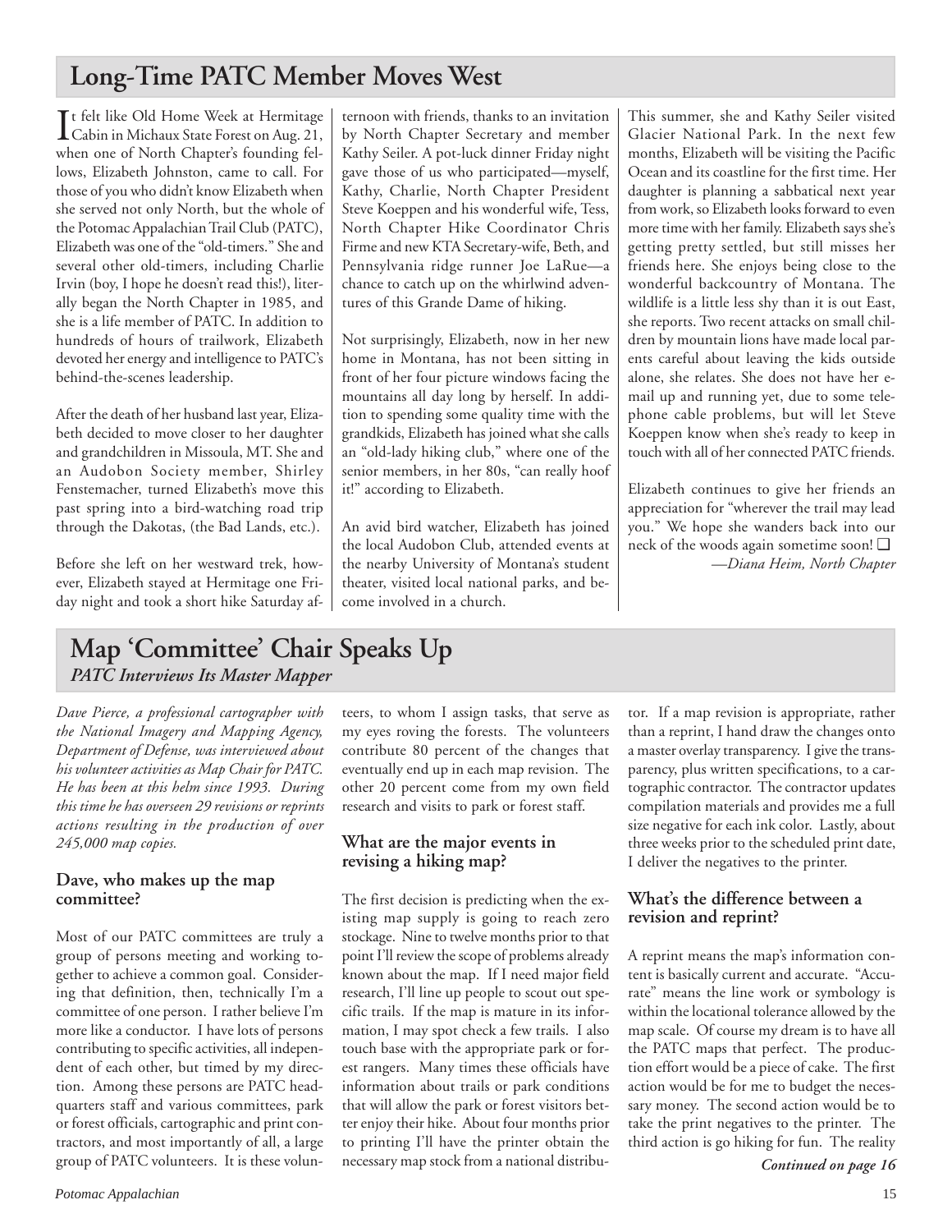## Long-Time PATC Member Moves West

It felt like Old Home Week at Hermitage Cabin in Michaux State Forest on Aug. 21, when one of North Chapter's founding fellows, Elizabeth Johnston, came to call. For those of you who didn't know Elizabeth when she served not only North, but the whole of the Potomac Appalachian Trail Club (PATC), Elizabeth was one of the "old-timers." She and several other old-timers, including Charlie Irvin (boy, I hope he doesn't read this!), literally began the North Chapter in 1985, and she is a life member of PATC. In addition to hundreds of hours of trailwork, Elizabeth devoted her energy and intelligence to PATC's behind-the-scenes leadership.

After the death of her husband last year, Elizabeth decided to move closer to her daughter and grandchildren in Missoula, MT. She and an Audobon Society member, Shirley Fenstemacher, turned Elizabeth's move this past spring into a bird-watching road trip through the Dakotas, (the Bad Lands, etc.).

Before she left on her westward trek, however, Elizabeth stayed at Hermitage one Friday night and took a short hike Saturday afternoon with friends, thanks to an invitation by North Chapter Secretary and member Kathy Seiler. A pot-luck dinner Friday night gave those of us who participated—myself, Kathy, Charlie, North Chapter President Steve Koeppen and his wonderful wife, Tess, North Chapter Hike Coordinator Chris Firme and new KTA Secretary-wife, Beth, and Pennsylvania ridge runner Joe LaRue—a chance to catch up on the whirlwind adventures of this Grande Dame of hiking.

Not surprisingly, Elizabeth, now in her new home in Montana, has not been sitting in front of her four picture windows facing the mountains all day long by herself. In addition to spending some quality time with the grandkids, Elizabeth has joined what she calls an "old-lady hiking club," where one of the senior members, in her 80s, "can really hoof it!" according to Elizabeth.

An avid bird watcher, Elizabeth has joined the local Audobon Club, attended events at the nearby University of Montana's student theater, visited local national parks, and become involved in a church.

This summer, she and Kathy Seiler visited Glacier National Park. In the next few months, Elizabeth will be visiting the Pacific Ocean and its coastline for the first time. Her daughter is planning a sabbatical next year from work, so Elizabeth looks forward to even more time with her family. Elizabeth says she's getting pretty settled, but still misses her friends here. She enjoys being close to the wonderful backcountry of Montana. The wildlife is a little less shy than it is out East, she reports. Two recent attacks on small children by mountain lions have made local parents careful about leaving the kids outside alone, she relates. She does not have her e-mail up and running yet, due to some telephone cable problems, but will let Steve Koeppen know when she's ready to keep in touch with all of her connected PATC friends.

Elizabeth continues to give her friends an appreciation for "wherever the trail may lead you." We hope she wanders back into our neck of the woods again sometime soon! ❑

*—Diana Heim, North Chapter*

## Map 'Committee' Chair Speaks Up

### *PATC Interviews Its Master Mapper*

*Dave Pierce, a professional cartographer with the National Imagery and Mapping Agency, Department of Defense, was interviewed about his volunteer activities as Map Chair for PATC. He has been at this helm since 1993. During this time he has overseen 29 revisions or reprints actions resulting in the production of over 245,000 map copies.*

### Dave, who makes up the map committee?

Most of our PATC committees are truly a group of persons meeting and working together to achieve a common goal. Considering that definition, then, technically I'm a committee of one person. I rather believe I'm more like a conductor. I have lots of persons contributing to specific activities, all independent of each other, but timed by my direction. Among these persons are PATC headquarters staff and various committees, park or forest officials, cartographic and print contractors, and most importantly of all, a large group of PATC volunteers. It is these volunteers, to whom I assign tasks, that serve as my eyes roving the forests. The volunteers contribute 80 percent of the changes that eventually end up in each map revision. The other 20 percent come from my own field research and visits to park or forest staff.

### What are the major events in revising a hiking map?

The first decision is predicting when the existing map supply is going to reach zero stockage. Nine to twelve months prior to that point I'll review the scope of problems already known about the map. If I need major field research, I'll line up people to scout out specific trails. If the map is mature in its information, I may spot check a few trails. I also touch base with the appropriate park or forest rangers. Many times these officials have information about trails or park conditions that will allow the park or forest visitors better enjoy their hike. About four months prior to printing I'll have the printer obtain the necessary map stock from a national distributor. If a map revision is appropriate, rather than a reprint, I hand draw the changes onto a master overlay transparency. I give the transparency, plus written specifications, to a cartographic contractor. The contractor updates compilation materials and provides me a full size negative for each ink color. Lastly, about three weeks prior to the scheduled print date, I deliver the negatives to the printer.

### What's the difference between a revision and reprint?

A reprint means the map's information content is basically current and accurate. "Accurate" means the line work or symbology is within the locational tolerance allowed by the map scale. Of course my dream is to have all the PATC maps that perfect. The production effort would be a piece of cake. The first action would be for me to budget the necessary money. The second action would be to take the print negatives to the printer. The third action is go hiking for fun. The reality

***Continued on page 16***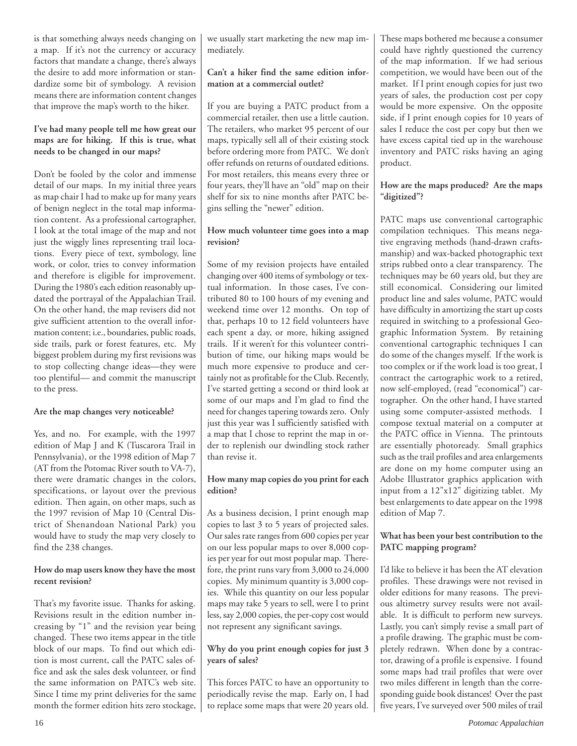is that something always needs changing on a map. If it's not the currency or accuracy factors that mandate a change, there's always the desire to add more information or standardize some bit of symbology. A revision means there are information content changes that improve the map's worth to the hiker.

**I've had many people tell me how great our maps are for hiking. If this is true, what needs to be changed in our maps?**

Don't be fooled by the color and immense detail of our maps. In my initial three years as map chair I had to make up for many years of benign neglect in the total map information content. As a professional cartographer, I look at the total image of the map and not just the wiggly lines representing trail locations. Every piece of text, symbology, line work, or color, tries to convey information and therefore is eligible for improvement. During the 1980's each edition reasonably updated the portrayal of the Appalachian Trail. On the other hand, the map revisers did not give sufficient attention to the overall information content; i.e., boundaries, public roads, side trails, park or forest features, etc. My biggest problem during my first revisions was to stop collecting change ideas—they were too plentiful— and commit the manuscript to the press.

**Are the map changes very noticeable?**

Yes, and no. For example, with the 1997 edition of Map J and K (Tuscarora Trail in Pennsylvania), or the 1998 edition of Map 7 (AT from the Potomac River south to VA-7), there were dramatic changes in the colors, specifications, or layout over the previous edition. Then again, on other maps, such as the 1997 revision of Map 10 (Central District of Shenandoan National Park) you would have to study the map very closely to find the 238 changes.

**How do map users know they have the most recent revision?**

That's my favorite issue. Thanks for asking. Revisions result in the edition number increasing by "1" and the revision year being changed. These two items appear in the title block of our maps. To find out which edition is most current, call the PATC sales office and ask the sales desk volunteer, or find the same information on PATC's web site. Since I time my print deliveries for the same month the former edition hits zero stockage, we usually start marketing the new map immediately.

**Can't a hiker find the same edition information at a commercial outlet?**

If you are buying a PATC product from a commercial retailer, then use a little caution. The retailers, who market 95 percent of our maps, typically sell all of their existing stock before ordering more from PATC. We don't offer refunds on returns of outdated editions. For most retailers, this means every three or four years, they'll have an "old" map on their shelf for six to nine months after PATC begins selling the "newer" edition.

**How much volunteer time goes into a map revision?**

Some of my revision projects have entailed changing over 400 items of symbology or textual information. In those cases, I've contributed 80 to 100 hours of my evening and weekend time over 12 months. On top of that, perhaps 10 to 12 field volunteers have each spent a day, or more, hiking assigned trails. If it weren't for this volunteer contribution of time, our hiking maps would be much more expensive to produce and certainly not as profitable for the Club. Recently, I've started getting a second or third look at some of our maps and I'm glad to find the need for changes tapering towards zero. Only just this year was I sufficiently satisfied with a map that I chose to reprint the map in order to replenish our dwindling stock rather than revise it.

**How many map copies do you print for each edition?**

As a business decision, I print enough map copies to last 3 to 5 years of projected sales. Our sales rate ranges from 600 copies per year on our less popular maps to over 8,000 copies per year for out most popular map. Therefore, the print runs vary from 3,000 to 24,000 copies. My minimum quantity is 3,000 copies. While this quantity on our less popular maps may take 5 years to sell, were I to print less, say 2,000 copies, the per-copy cost would not represent any significant savings.

**Why do you print enough copies for just 3 years of sales?**

This forces PATC to have an opportunity to periodically revise the map. Early on, I had to replace some maps that were 20 years old. These maps bothered me because a consumer could have rightly questioned the currency of the map information. If we had serious competition, we would have been out of the market. If I print enough copies for just two years of sales, the production cost per copy would be more expensive. On the opposite side, if I print enough copies for 10 years of sales I reduce the cost per copy but then we have excess capital tied up in the warehouse inventory and PATC risks having an aging product.

**How are the maps produced? Are the maps "digitized"?**

PATC maps use conventional cartographic compilation techniques. This means negative engraving methods (hand-drawn craftsmanship) and wax-backed photographic text strips rubbed onto a clear transparency. The techniques may be 60 years old, but they are still economical. Considering our limited product line and sales volume, PATC would have difficulty in amortizing the start up costs required in switching to a professional Geographic Information System. By retaining conventional cartographic techniques I can do some of the changes myself. If the work is too complex or if the work load is too great, I contract the cartographic work to a retired, now self-employed, (read "economical") cartographer. On the other hand, I have started using some computer-assisted methods. I compose textual material on a computer at the PATC office in Vienna. The printouts are essentially photoready. Small graphics such as the trail profiles and area enlargements are done on my home computer using an Adobe Illustrator graphics application with input from a 12"x12" digitizing tablet. My best enlargements to date appear on the 1998 edition of Map 7.

**What has been your best contribution to the PATC mapping program?**

I'd like to believe it has been the AT elevation profiles. These drawings were not revised in older editions for many reasons. The previous altimetry survey results were not available. It is difficult to perform new surveys. Lastly, you can't simply revise a small part of a profile drawing. The graphic must be completely redrawn. When done by a contractor, drawing of a profile is expensive. I found some maps had trail profiles that were over two miles different in length than the corresponding guide book distances! Over the past five years, I've surveyed over 500 miles of trail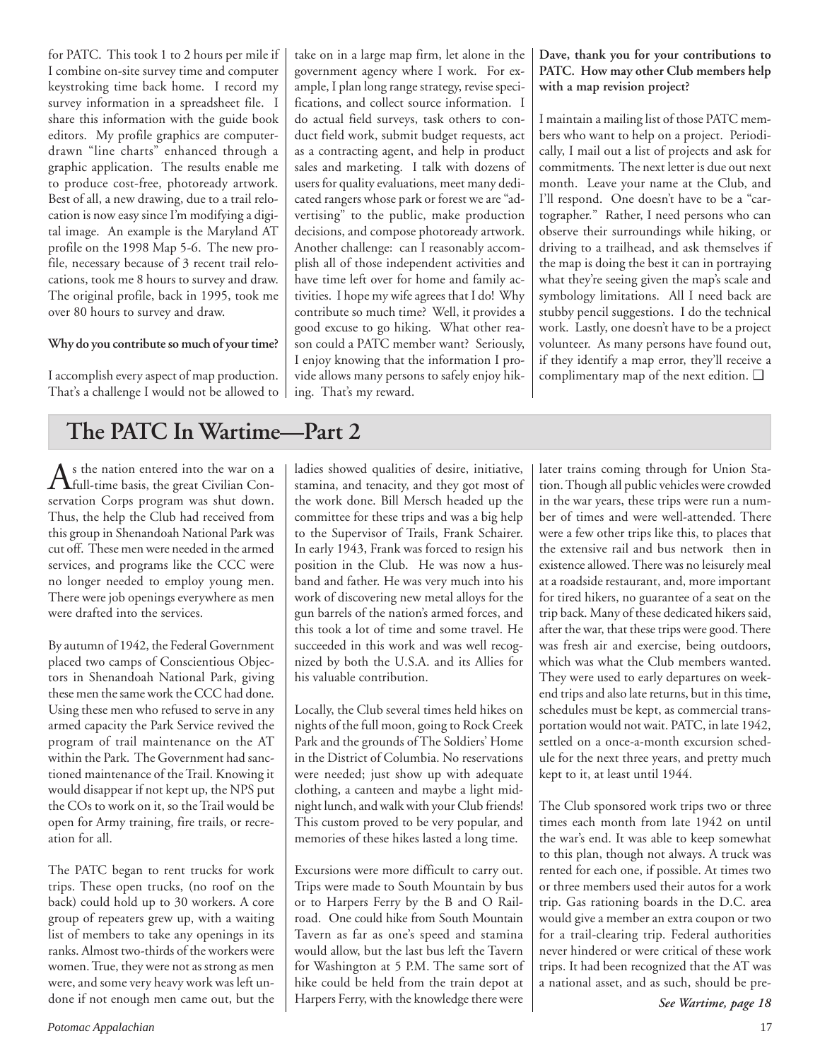for PATC. This took 1 to 2 hours per mile if I combine on-site survey time and computer keystroking time back home. I record my survey information in a spreadsheet file. I share this information with the guide book editors. My profile graphics are computer-drawn "line charts" enhanced through a graphic application. The results enable me to produce cost-free, photoready artwork. Best of all, a new drawing, due to a trail relocation is now easy since I'm modifying a digital image. An example is the Maryland AT profile on the 1998 Map 5-6. The new profile, necessary because of 3 recent trail relocations, took me 8 hours to survey and draw. The original profile, back in 1995, took me over 80 hours to survey and draw.

**Why do you contribute so much of your time?**

I accomplish every aspect of map production. That's a challenge I would not be allowed to take on in a large map firm, let alone in the government agency where I work. For example, I plan long range strategy, revise specifications, and collect source information. I do actual field surveys, task others to conduct field work, submit budget requests, act as a contracting agent, and help in product sales and marketing. I talk with dozens of users for quality evaluations, meet many dedicated rangers whose park or forest we are "advertising" to the public, make production decisions, and compose photoready artwork. Another challenge: can I reasonably accomplish all of those independent activities and have time left over for home and family activities. I hope my wife agrees that I do! Why contribute so much time? Well, it provides a good excuse to go hiking. What other reason could a PATC member want? Seriously, I enjoy knowing that the information I provide allows many persons to safely enjoy hiking. That's my reward.

**Dave, thank you for your contributions to PATC. How may other Club members help with a map revision project?**

I maintain a mailing list of those PATC members who want to help on a project. Periodically, I mail out a list of projects and ask for commitments. The next letter is due out next month. Leave your name at the Club, and I'll respond. One doesn't have to be a "cartographer." Rather, I need persons who can observe their surroundings while hiking, or driving to a trailhead, and ask themselves if the map is doing the best it can in portraying what they're seeing given the map's scale and symbology limitations. All I need back are stubby pencil suggestions. I do the technical work. Lastly, one doesn't have to be a project volunteer. As many persons have found out, if they identify a map error, they'll receive a complimentary map of the next edition. ❑

## The PATC In Wartime—Part 2

As the nation entered into the war on a full-time basis, the great Civilian Conservation Corps program was shut down. Thus, the help the Club had received from this group in Shenandoah National Park was cut off. These men were needed in the armed services, and programs like the CCC were no longer needed to employ young men. There were job openings everywhere as men were drafted into the services.

By autumn of 1942, the Federal Government placed two camps of Conscientious Objectors in Shenandoah National Park, giving these men the same work the CCC had done. Using these men who refused to serve in any armed capacity the Park Service revived the program of trail maintenance on the AT within the Park. The Government had sanctioned maintenance of the Trail. Knowing it would disappear if not kept up, the NPS put the COs to work on it, so the Trail would be open for Army training, fire trails, or recreation for all.

The PATC began to rent trucks for work trips. These open trucks, (no roof on the back) could hold up to 30 workers. A core group of repeaters grew up, with a waiting list of members to take any openings in its ranks. Almost two-thirds of the workers were women. True, they were not as strong as men were, and some very heavy work was left undone if not enough men came out, but the ladies showed qualities of desire, initiative, stamina, and tenacity, and they got most of the work done. Bill Mersch headed up the committee for these trips and was a big help to the Supervisor of Trails, Frank Schairer. In early 1943, Frank was forced to resign his position in the Club. He was now a husband and father. He was very much into his work of discovering new metal alloys for the gun barrels of the nation's armed forces, and this took a lot of time and some travel. He succeeded in this work and was well recognized by both the U.S.A. and its Allies for his valuable contribution.

Locally, the Club several times held hikes on nights of the full moon, going to Rock Creek Park and the grounds of The Soldiers' Home in the District of Columbia. No reservations were needed; just show up with adequate clothing, a canteen and maybe a light midnight lunch, and walk with your Club friends! This custom proved to be very popular, and memories of these hikes lasted a long time.

Excursions were more difficult to carry out. Trips were made to South Mountain by bus or to Harpers Ferry by the B and O Railroad. One could hike from South Mountain Tavern as far as one's speed and stamina would allow, but the last bus left the Tavern for Washington at 5 P.M. The same sort of hike could be held from the train depot at Harpers Ferry, with the knowledge there were later trains coming through for Union Station. Though all public vehicles were crowded in the war years, these trips were run a number of times and were well-attended. There were a few other trips like this, to places that the extensive rail and bus network then in existence allowed. There was no leisurely meal at a roadside restaurant, and, more important for tired hikers, no guarantee of a seat on the trip back. Many of these dedicated hikers said, after the war, that these trips were good. There was fresh air and exercise, being outdoors, which was what the Club members wanted. They were used to early departures on weekend trips and also late returns, but in this time, schedules must be kept, as commercial transportation would not wait. PATC, in late 1942, settled on a once-a-month excursion schedule for the next three years, and pretty much kept to it, at least until 1944.

The Club sponsored work trips two or three times each month from late 1942 on until the war's end. It was able to keep somewhat to this plan, though not always. A truck was rented for each one, if possible. At times two or three members used their autos for a work trip. Gas rationing boards in the D.C. area would give a member an extra coupon or two for a trail-clearing trip. Federal authorities never hindered or were critical of these work trips. It had been recognized that the AT was a national asset, and as such, should be pre-

*See Wartime, page 18*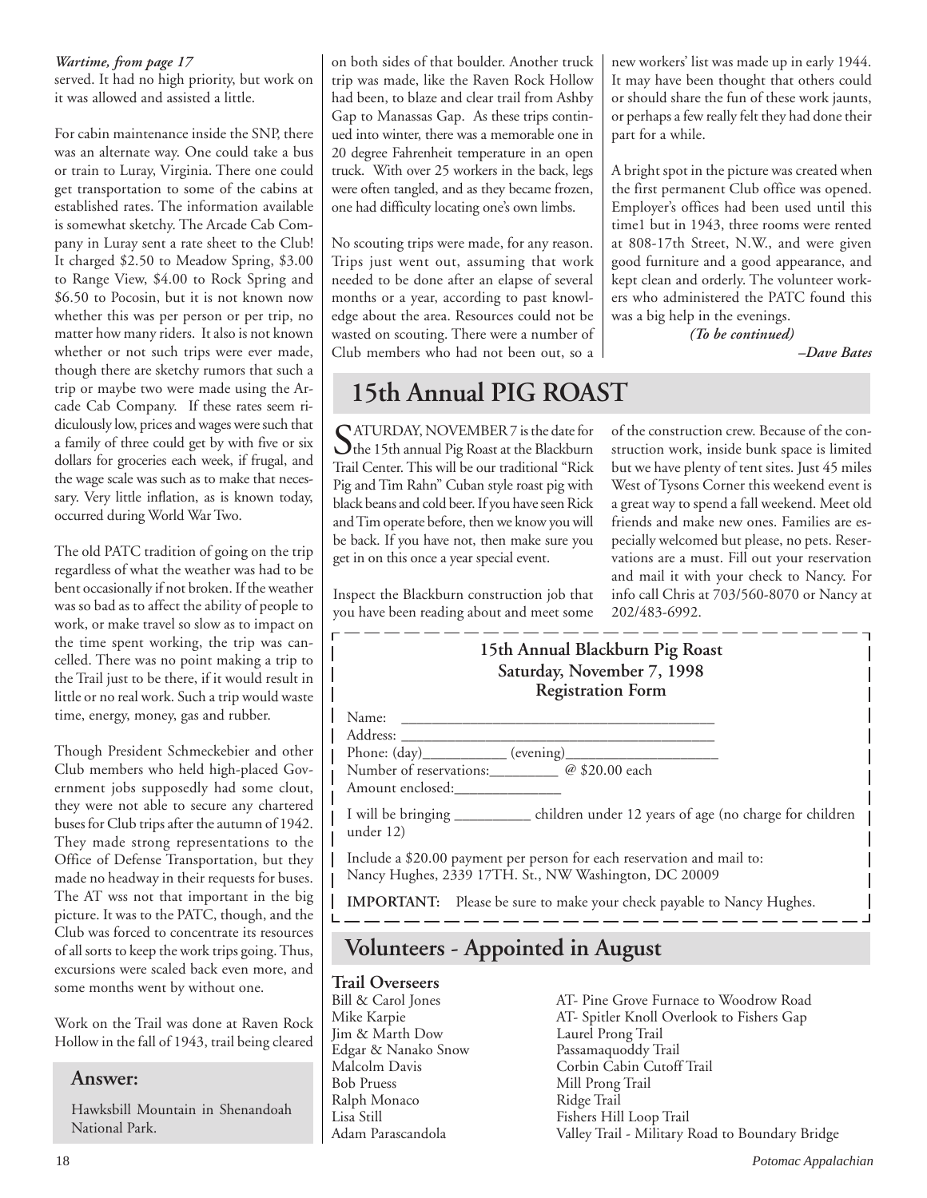*Wartime, from page 17*

served. It had no high priority, but work on it was allowed and assisted a little.

For cabin maintenance inside the SNP, there was an alternate way. One could take a bus or train to Luray, Virginia. There one could get transportation to some of the cabins at established rates. The information available is somewhat sketchy. The Arcade Cab Company in Luray sent a rate sheet to the Club! It charged $2.50 to Meadow Spring, $3.00 to Range View, $4.00 to Rock Spring and $6.50 to Pocosin, but it is not known now whether this was per person or per trip, no matter how many riders. It also is not known whether or not such trips were ever made, though there are sketchy rumors that such a trip or maybe two were made using the Arcade Cab Company. If these rates seem ridiculously low, prices and wages were such that a family of three could get by with five or six dollars for groceries each week, if frugal, and the wage scale was such as to make that necessary. Very little inflation, as is known today, occurred during World War Two.

The old PATC tradition of going on the trip regardless of what the weather was had to be bent occasionally if not broken. If the weather was so bad as to affect the ability of people to work, or make travel so slow as to impact on the time spent working, the trip was cancelled. There was no point making a trip to the Trail just to be there, if it would result in little or no real work. Such a trip would waste time, energy, money, gas and rubber.

Though President Schmeckebier and other Club members who held high-placed Government jobs supposedly had some clout, they were not able to secure any chartered buses for Club trips after the autumn of 1942. They made strong representations to the Office of Defense Transportation, but they made no headway in their requests for buses. The AT wss not that important in the big picture. It was to the PATC, though, and the Club was forced to concentrate its resources of all sorts to keep the work trips going. Thus, excursions were scaled back even more, and some months went by without one.

Work on the Trail was done at Raven Rock Hollow in the fall of 1943, trail being cleared on both sides of that boulder. Another truck trip was made, like the Raven Rock Hollow had been, to blaze and clear trail from Ashby Gap to Manassas Gap. As these trips continued into winter, there was a memorable one in 20 degree Fahrenheit temperature in an open truck. With over 25 workers in the back, legs were often tangled, and as they became frozen, one had difficulty locating one's own limbs.

No scouting trips were made, for any reason. Trips just went out, assuming that work needed to be done after an elapse of several months or a year, according to past knowledge about the area. Resources could not be wasted on scouting. There were a number of Club members who had not been out, so a new workers' list was made up in early 1944. It may have been thought that others could or should share the fun of these work jaunts, or perhaps a few really felt they had done their part for a while.

A bright spot in the picture was created when the first permanent Club office was opened. Employer's offices had been used until this time1 but in 1943, three rooms were rented at 808-17th Street, N.W., and were given good furniture and a good appearance, and kept clean and orderly. The volunteer workers who administered the PATC found this was a big help in the evenings.

*(To be continued)*

*–Dave Bates*

## Answer:

Hawksbill Mountain in Shenandoah National Park.

## 15th Annual PIG ROAST

SATURDAY, NOVEMBER 7 is the date for the 15th annual Pig Roast at the Blackburn Trail Center. This will be our traditional "Rick Pig and Tim Rahn" Cuban style roast pig with black beans and cold beer. If you have seen Rick and Tim operate before, then we know you will be back. If you have not, then make sure you get in on this once a year special event.

Inspect the Blackburn construction job that you have been reading about and meet some of the construction crew. Because of the construction work, inside bunk space is limited but we have plenty of tent sites. Just 45 miles West of Tysons Corner this weekend event is a great way to spend a fall weekend. Meet old friends and make new ones. Families are especially welcomed but please, no pets. Reservations are a must. Fill out your reservation and mail it with your check to Nancy. For info call Chris at 703/560-8070 or Nancy at 202/483-6992.

**15th Annual Blackburn Pig Roast**
**Saturday, November 7, 1998**
**Registration Form**

Name: ________________________________________

Address: ______________________________________

Phone: (day)___________ (evening)____________________

Number of reservations:_________ @ $20.00 each

Amount enclosed:_______________

I will be bringing __________ children under 12 years of age (no charge for children under 12)

Include a $20.00 payment per person for each reservation and mail to:
Nancy Hughes, 2339 17TH. St., NW Washington, DC 20009

**IMPORTANT:** Please be sure to make your check payable to Nancy Hughes.

## Volunteers - Appointed in August

### Trail Overseers

| | |
|---|---|
| Bill & Carol Jones | AT- Pine Grove Furnace to Woodrow Road |
| Mike Karpie | AT- Spitler Knoll Overlook to Fishers Gap |
| Jim & Marth Dow | Laurel Prong Trail |
| Edgar & Nanako Snow | Passamaquoddy Trail |
| Malcolm Davis | Corbin Cabin Cutoff Trail |
| Bob Pruess | Mill Prong Trail |
| Ralph Monaco | Ridge Trail |
| Lisa Still | Fishers Hill Loop Trail |
| Adam Parascandola | Valley Trail - Military Road to Boundary Bridge |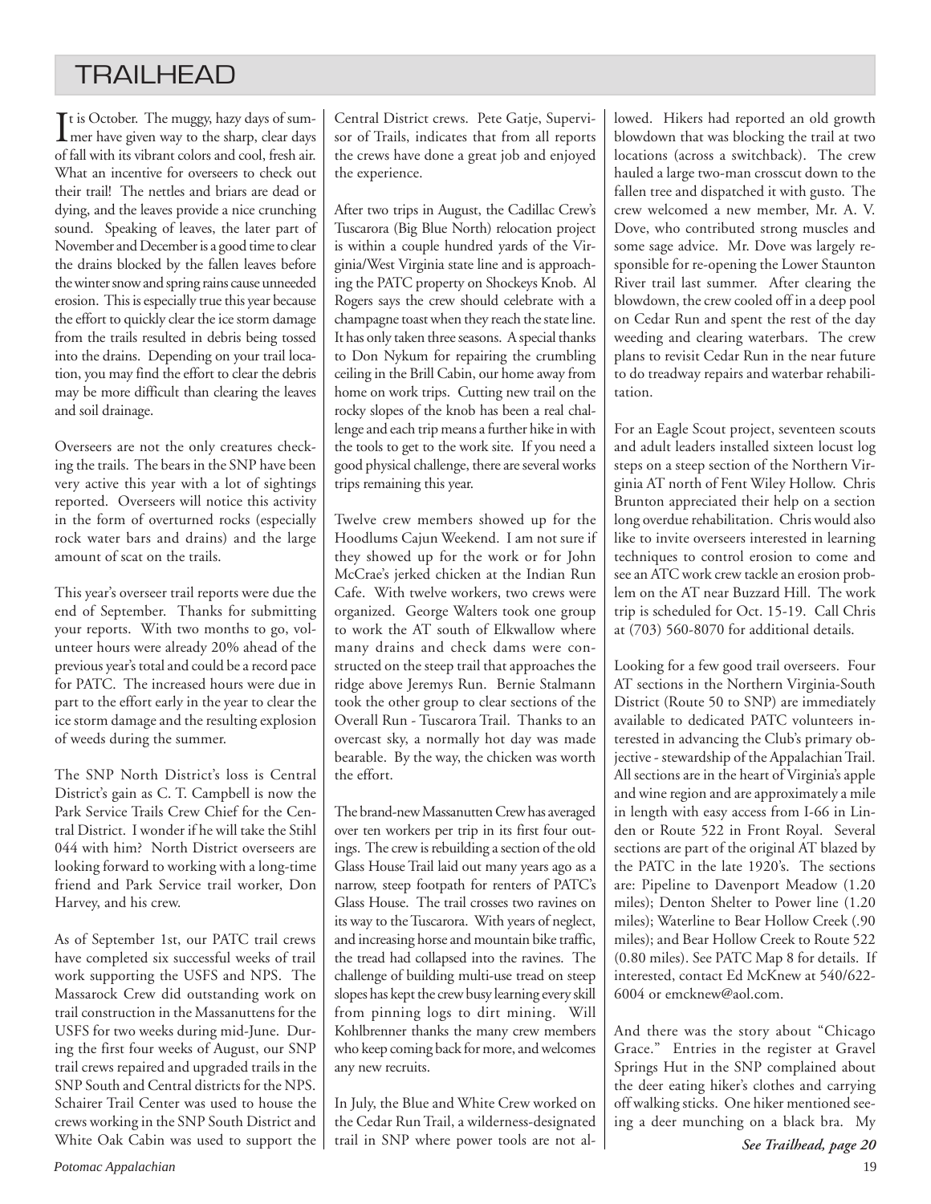# TRAILHEAD

It is October. The muggy, hazy days of summer have given way to the sharp, clear days of fall with its vibrant colors and cool, fresh air. What an incentive for overseers to check out their trail! The nettles and briars are dead or dying, and the leaves provide a nice crunching sound. Speaking of leaves, the later part of November and December is a good time to clear the drains blocked by the fallen leaves before the winter snow and spring rains cause unneeded erosion. This is especially true this year because the effort to quickly clear the ice storm damage from the trails resulted in debris being tossed into the drains. Depending on your trail location, you may find the effort to clear the debris may be more difficult than clearing the leaves and soil drainage.

Overseers are not the only creatures checking the trails. The bears in the SNP have been very active this year with a lot of sightings reported. Overseers will notice this activity in the form of overturned rocks (especially rock water bars and drains) and the large amount of scat on the trails.

This year's overseer trail reports were due the end of September. Thanks for submitting your reports. With two months to go, volunteer hours were already 20% ahead of the previous year's total and could be a record pace for PATC. The increased hours were due in part to the effort early in the year to clear the ice storm damage and the resulting explosion of weeds during the summer.

The SNP North District's loss is Central District's gain as C. T. Campbell is now the Park Service Trails Crew Chief for the Central District. I wonder if he will take the Stihl 044 with him? North District overseers are looking forward to working with a long-time friend and Park Service trail worker, Don Harvey, and his crew.

As of September 1st, our PATC trail crews have completed six successful weeks of trail work supporting the USFS and NPS. The Massarock Crew did outstanding work on trail construction in the Massanuttens for the USFS for two weeks during mid-June. During the first four weeks of August, our SNP trail crews repaired and upgraded trails in the SNP South and Central districts for the NPS. Schairer Trail Center was used to house the crews working in the SNP South District and White Oak Cabin was used to support the Central District crews. Pete Gatje, Supervisor of Trails, indicates that from all reports the crews have done a great job and enjoyed the experience.

After two trips in August, the Cadillac Crew's Tuscarora (Big Blue North) relocation project is within a couple hundred yards of the Virginia/West Virginia state line and is approaching the PATC property on Shockeys Knob. Al Rogers says the crew should celebrate with a champagne toast when they reach the state line. It has only taken three seasons. A special thanks to Don Nykum for repairing the crumbling ceiling in the Brill Cabin, our home away from home on work trips. Cutting new trail on the rocky slopes of the knob has been a real challenge and each trip means a further hike in with the tools to get to the work site. If you need a good physical challenge, there are several works trips remaining this year.

Twelve crew members showed up for the Hoodlums Cajun Weekend. I am not sure if they showed up for the work or for John McCrae's jerked chicken at the Indian Run Cafe. With twelve workers, two crews were organized. George Walters took one group to work the AT south of Elkwallow where many drains and check dams were constructed on the steep trail that approaches the ridge above Jeremys Run. Bernie Stalmann took the other group to clear sections of the Overall Run - Tuscarora Trail. Thanks to an overcast sky, a normally hot day was made bearable. By the way, the chicken was worth the effort.

The brand-new Massanutten Crew has averaged over ten workers per trip in its first four outings. The crew is rebuilding a section of the old Glass House Trail laid out many years ago as a narrow, steep footpath for renters of PATC's Glass House. The trail crosses two ravines on its way to the Tuscarora. With years of neglect, and increasing horse and mountain bike traffic, the tread had collapsed into the ravines. The challenge of building multi-use tread on steep slopes has kept the crew busy learning every skill from pinning logs to dirt mining. Will Kohlbrenner thanks the many crew members who keep coming back for more, and welcomes any new recruits.

In July, the Blue and White Crew worked on the Cedar Run Trail, a wilderness-designated trail in SNP where power tools are not allowed. Hikers had reported an old growth blowdown that was blocking the trail at two locations (across a switchback). The crew hauled a large two-man crosscut down to the fallen tree and dispatched it with gusto. The crew welcomed a new member, Mr. A. V. Dove, who contributed strong muscles and some sage advice. Mr. Dove was largely responsible for re-opening the Lower Staunton River trail last summer. After clearing the blowdown, the crew cooled off in a deep pool on Cedar Run and spent the rest of the day weeding and clearing waterbars. The crew plans to revisit Cedar Run in the near future to do treadway repairs and waterbar rehabilitation.

For an Eagle Scout project, seventeen scouts and adult leaders installed sixteen locust log steps on a steep section of the Northern Virginia AT north of Fent Wiley Hollow. Chris Brunton appreciated their help on a section long overdue rehabilitation. Chris would also like to invite overseers interested in learning techniques to control erosion to come and see an ATC work crew tackle an erosion problem on the AT near Buzzard Hill. The work trip is scheduled for Oct. 15-19. Call Chris at (703) 560-8070 for additional details.

Looking for a few good trail overseers. Four AT sections in the Northern Virginia-South District (Route 50 to SNP) are immediately available to dedicated PATC volunteers interested in advancing the Club's primary objective - stewardship of the Appalachian Trail. All sections are in the heart of Virginia's apple and wine region and are approximately a mile in length with easy access from I-66 in Linden or Route 522 in Front Royal. Several sections are part of the original AT blazed by the PATC in the late 1920's. The sections are: Pipeline to Davenport Meadow (1.20 miles); Denton Shelter to Power line (1.20 miles); Waterline to Bear Hollow Creek (.90 miles); and Bear Hollow Creek to Route 522 (0.80 miles). See PATC Map 8 for details. If interested, contact Ed McKnew at 540/622-6004 or emcknew@aol.com.

And there was the story about "Chicago Grace." Entries in the register at Gravel Springs Hut in the SNP complained about the deer eating hiker's clothes and carrying off walking sticks. One hiker mentioned seeing a deer munching on a black bra. My

***See Trailhead, page 20***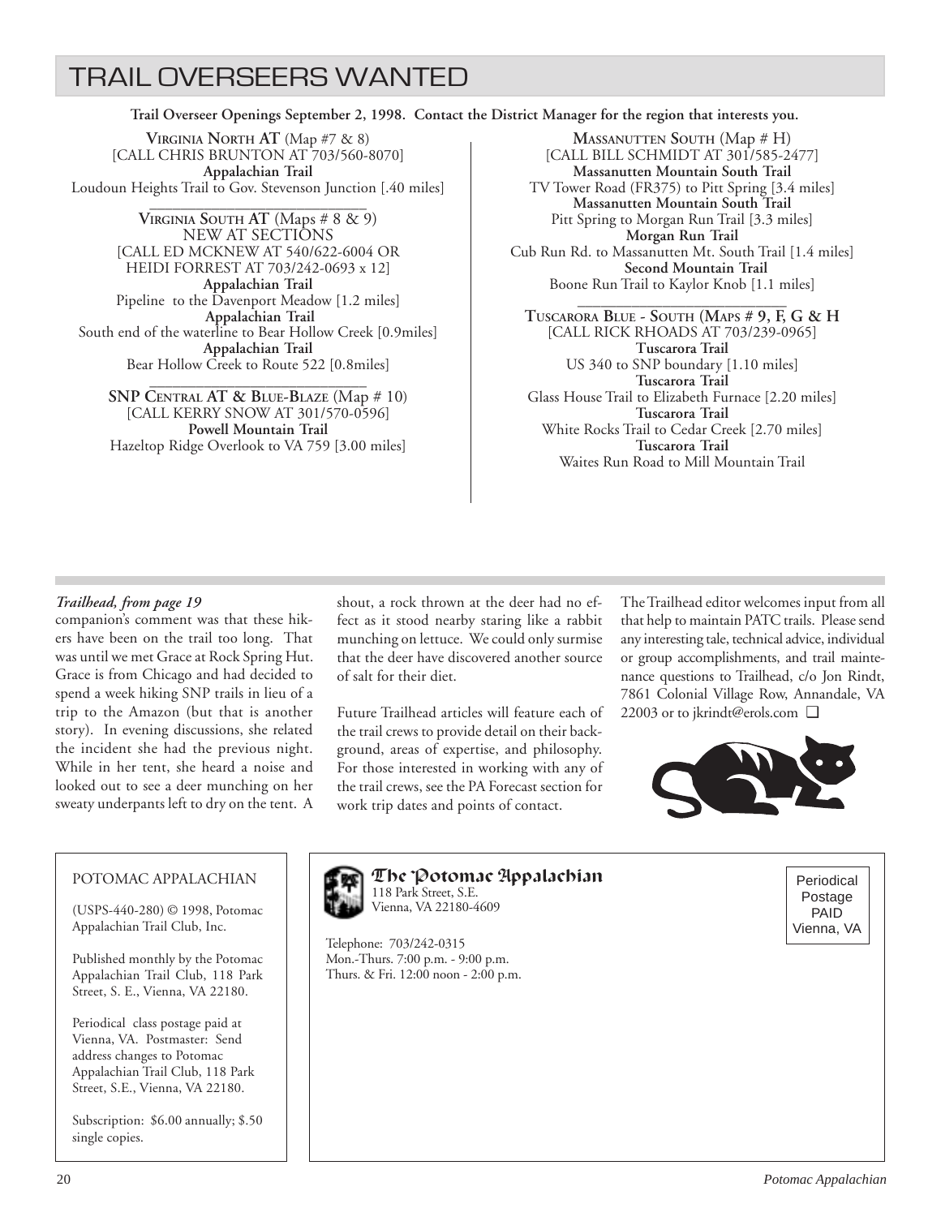# TRAIL OVERSEERS WANTED

**Trail Overseer Openings September 2, 1998. Contact the District Manager for the region that interests you.**

**VIRGINIA NORTH AT** (Map #7 & 8)
[CALL CHRIS BRUNTON AT 703/560-8070]
**Appalachian Trail**
Loudoun Heights Trail to Gov. Stevenson Junction [.40 miles]

**VIRGINIA SOUTH AT** (Maps # 8 & 9)
NEW AT SECTIONS
[CALL ED MCKNEW AT 540/622-6004 OR HEIDI FORREST AT 703/242-0693 x 12]
**Appalachian Trail**
Pipeline to the Davenport Meadow [1.2 miles]
**Appalachian Trail**
South end of the waterline to Bear Hollow Creek [0.9miles]
**Appalachian Trail**
Bear Hollow Creek to Route 522 [0.8miles]

**SNP CENTRAL AT & BLUE-BLAZE** (Map # 10)
[CALL KERRY SNOW AT 301/570-0596]
**Powell Mountain Trail**
Hazeltop Ridge Overlook to VA 759 [3.00 miles]

**MASSANUTTEN SOUTH** (Map # H)
[CALL BILL SCHMIDT AT 301/585-2477]
**Massanutten Mountain South Trail**
TV Tower Road (FR375) to Pitt Spring [3.4 miles]
**Massanutten Mountain South Trail**
Pitt Spring to Morgan Run Trail [3.3 miles]
**Morgan Run Trail**
Cub Run Rd. to Massanutten Mt. South Trail [1.4 miles]
**Second Mountain Trail**
Boone Run Trail to Kaylor Knob [1.1 miles]

**TUSCARORA BLUE - SOUTH (MAPS # 9, F, G & H**
[CALL RICK RHOADS AT 703/239-0965]
**Tuscarora Trail**
US 340 to SNP boundary [1.10 miles]
**Tuscarora Trail**
Glass House Trail to Elizabeth Furnace [2.20 miles]
**Tuscarora Trail**
White Rocks Trail to Cedar Creek [2.70 miles]
**Tuscarora Trail**
Waites Run Road to Mill Mountain Trail

***Trailhead, from page 19***

companion's comment was that these hikers have been on the trail too long. That was until we met Grace at Rock Spring Hut. Grace is from Chicago and had decided to spend a week hiking SNP trails in lieu of a trip to the Amazon (but that is another story). In evening discussions, she related the incident she had the previous night. While in her tent, she heard a noise and looked out to see a deer munching on her sweaty underpants left to dry on the tent. A shout, a rock thrown at the deer had no effect as it stood nearby staring like a rabbit munching on lettuce. We could only surmise that the deer have discovered another source of salt for their diet.

Future Trailhead articles will feature each of the trail crews to provide detail on their background, areas of expertise, and philosophy. For those interested in working with any of the trail crews, see the PA Forecast section for work trip dates and points of contact.

The Trailhead editor welcomes input from all that help to maintain PATC trails. Please send any interesting tale, technical advice, individual or group accomplishments, and trail maintenance questions to Trailhead, c/o Jon Rindt, 7861 Colonial Village Row, Annandale, VA 22003 or to jkrindt@erols.com ❑

POTOMAC APPALACHIAN

(USPS-440-280) © 1998, Potomac Appalachian Trail Club, Inc.

Published monthly by the Potomac Appalachian Trail Club, 118 Park Street, S. E., Vienna, VA 22180.

Periodical class postage paid at Vienna, VA. Postmaster: Send address changes to Potomac Appalachian Trail Club, 118 Park Street, S.E., Vienna, VA 22180.

Subscription: $6.00 annually; $.50 single copies.

**The Potomac Appalachian**
118 Park Street, S.E.
Vienna, VA 22180-4609

Telephone: 703/242-0315
Mon.-Thurs. 7:00 p.m. - 9:00 p.m.
Thurs. & Fri. 12:00 noon - 2:00 p.m.

Periodical
Postage
PAID
Vienna, VA